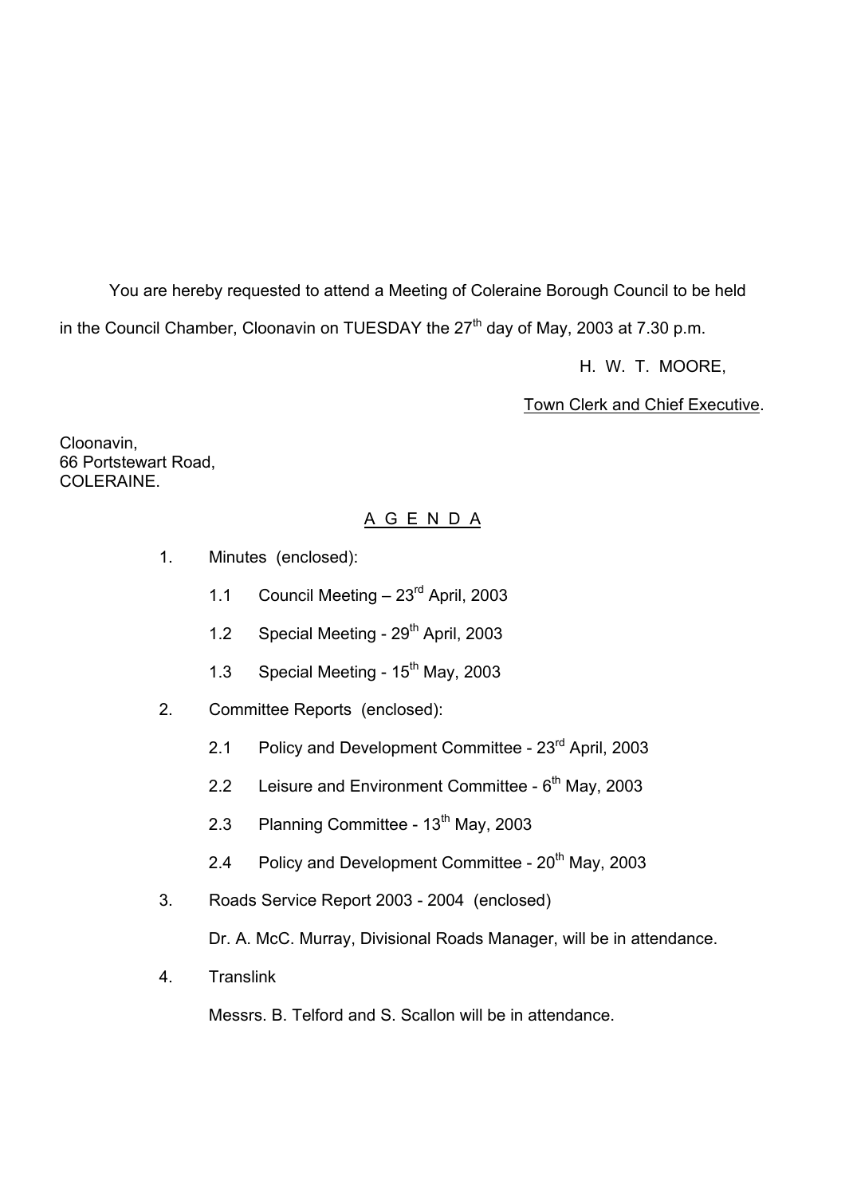You are hereby requested to attend a Meeting of Coleraine Borough Council to be held in the Council Chamber, Cloonavin on TUESDAY the 27th day of May, 2003 at 7.30 p.m.

H. W. T. MOORE,

Town Clerk and Chief Executive.

Cloonavin,
66 Portstewart Road,
COLERAINE.

## A G E N D A

1. Minutes (enclosed):

   1.1 Council Meeting – 23rd April, 2003

   1.2 Special Meeting - 29th April, 2003

   1.3 Special Meeting - 15th May, 2003

2. Committee Reports (enclosed):

   2.1 Policy and Development Committee - 23rd April, 2003

   2.2 Leisure and Environment Committee - 6th May, 2003

   2.3 Planning Committee - 13th May, 2003

   2.4 Policy and Development Committee - 20th May, 2003

3. Roads Service Report 2003 - 2004 (enclosed)

   Dr. A. McC. Murray, Divisional Roads Manager, will be in attendance.

4. Translink

   Messrs. B. Telford and S. Scallon will be in attendance.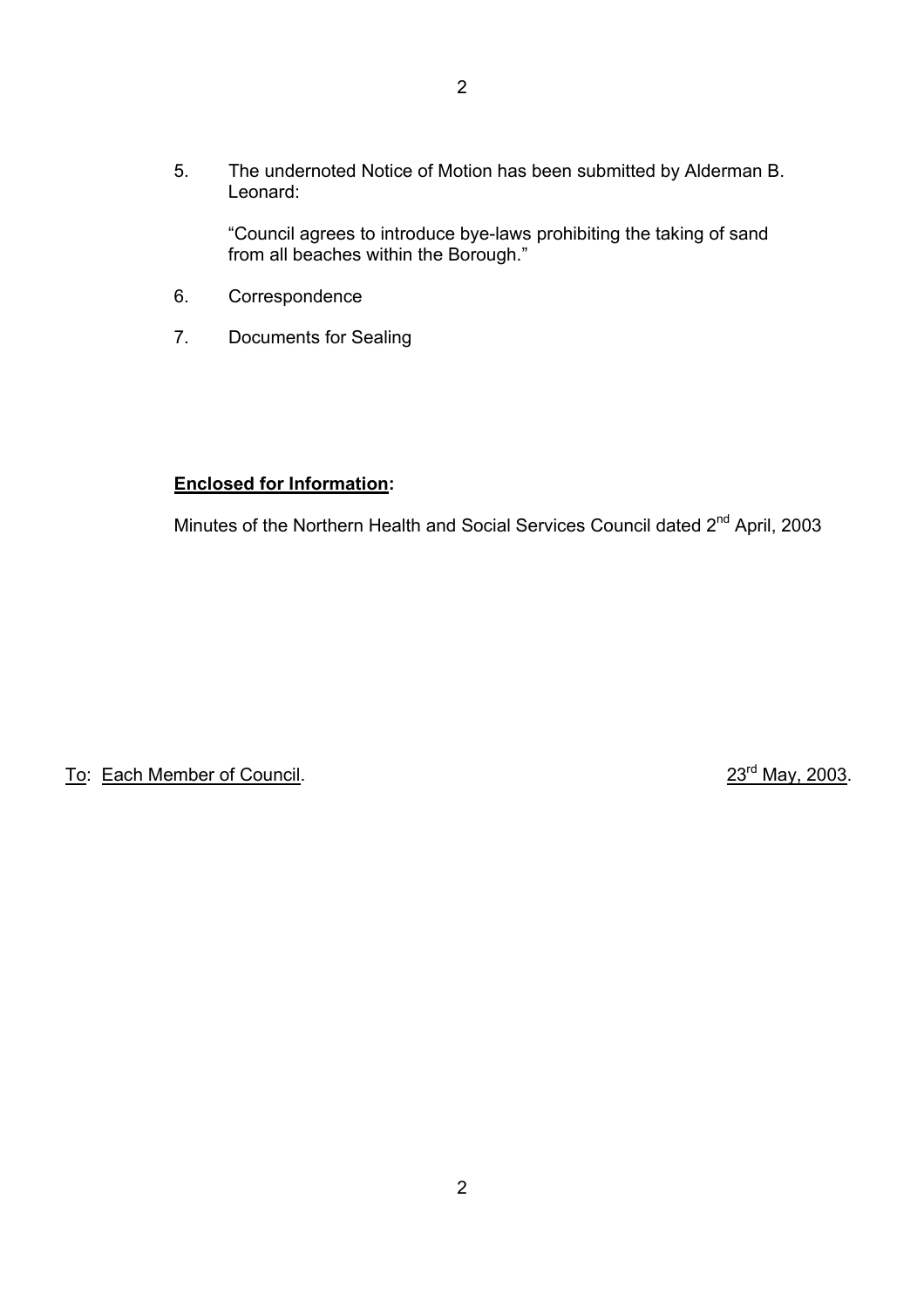5. The undernoted Notice of Motion has been submitted by Alderman B. Leonard:

   "Council agrees to introduce bye-laws prohibiting the taking of sand from all beaches within the Borough."

6. Correspondence

7. Documents for Sealing

**Enclosed for Information:**

Minutes of the Northern Health and Social Services Council dated 2nd April, 2003

To: Each Member of Council. 23rd May, 2003.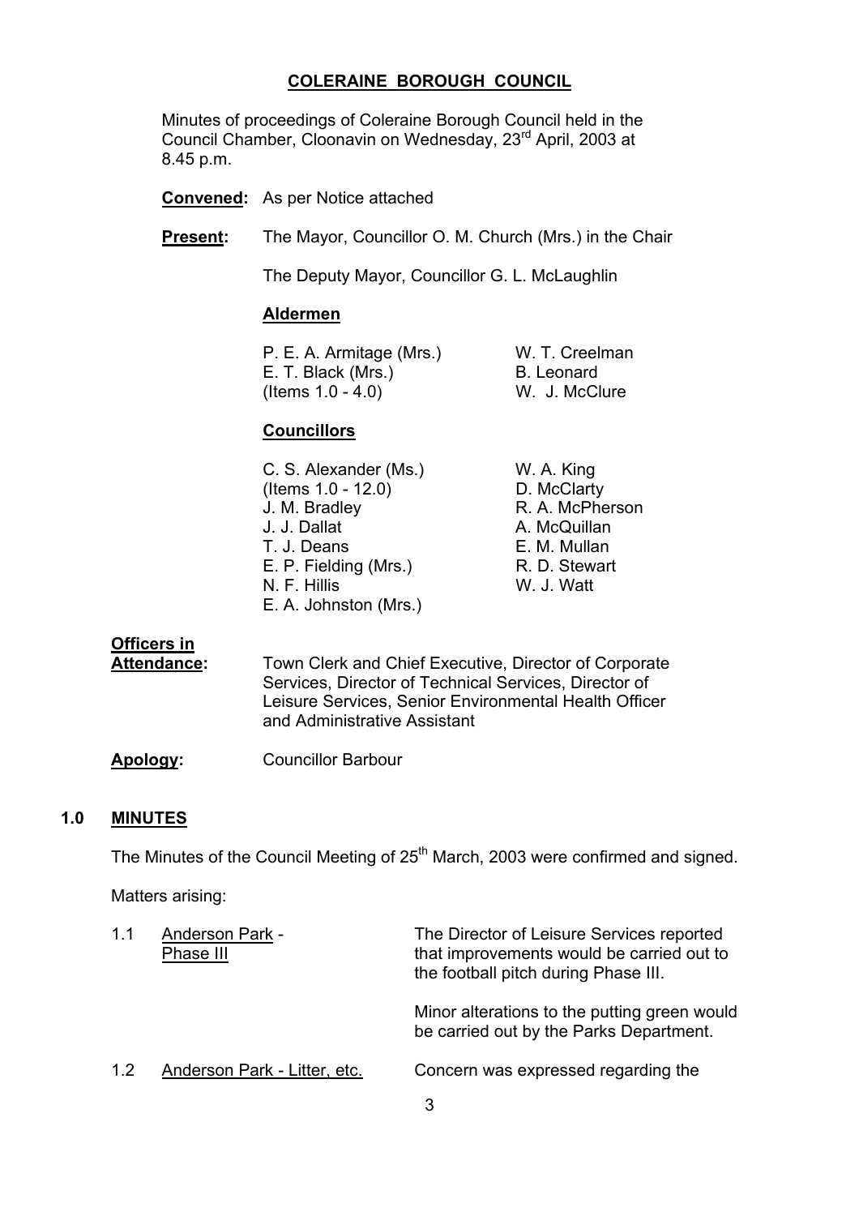# COLERAINE BOROUGH COUNCIL

Minutes of proceedings of Coleraine Borough Council held in the Council Chamber, Cloonavin on Wednesday, 23rd April, 2003 at 8.45 p.m.

**Convened:** As per Notice attached

**Present:** The Mayor, Councillor O. M. Church (Mrs.) in the Chair

The Deputy Mayor, Councillor G. L. McLaughlin

**Aldermen**

P. E. A. Armitage (Mrs.)
E. T. Black (Mrs.) (Items 1.0 - 4.0)
W. T. Creelman
B. Leonard
W. J. McClure

**Councillors**

C. S. Alexander (Ms.) (Items 1.0 - 12.0)
J. M. Bradley
J. J. Dallat
T. J. Deans
E. P. Fielding (Mrs.)
N. F. Hillis
E. A. Johnston (Mrs.)
W. A. King
D. McClarty
R. A. McPherson
A. McQuillan
E. M. Mullan
R. D. Stewart
W. J. Watt

**Officers in Attendance:** Town Clerk and Chief Executive, Director of Corporate Services, Director of Technical Services, Director of Leisure Services, Senior Environmental Health Officer and Administrative Assistant

**Apology:** Councillor Barbour

## 1.0 MINUTES

The Minutes of the Council Meeting of 25th March, 2003 were confirmed and signed.

Matters arising:

1.1 Anderson Park - Phase III

The Director of Leisure Services reported that improvements would be carried out to the football pitch during Phase III.

Minor alterations to the putting green would be carried out by the Parks Department.

1.2 Anderson Park - Litter, etc.

Concern was expressed regarding the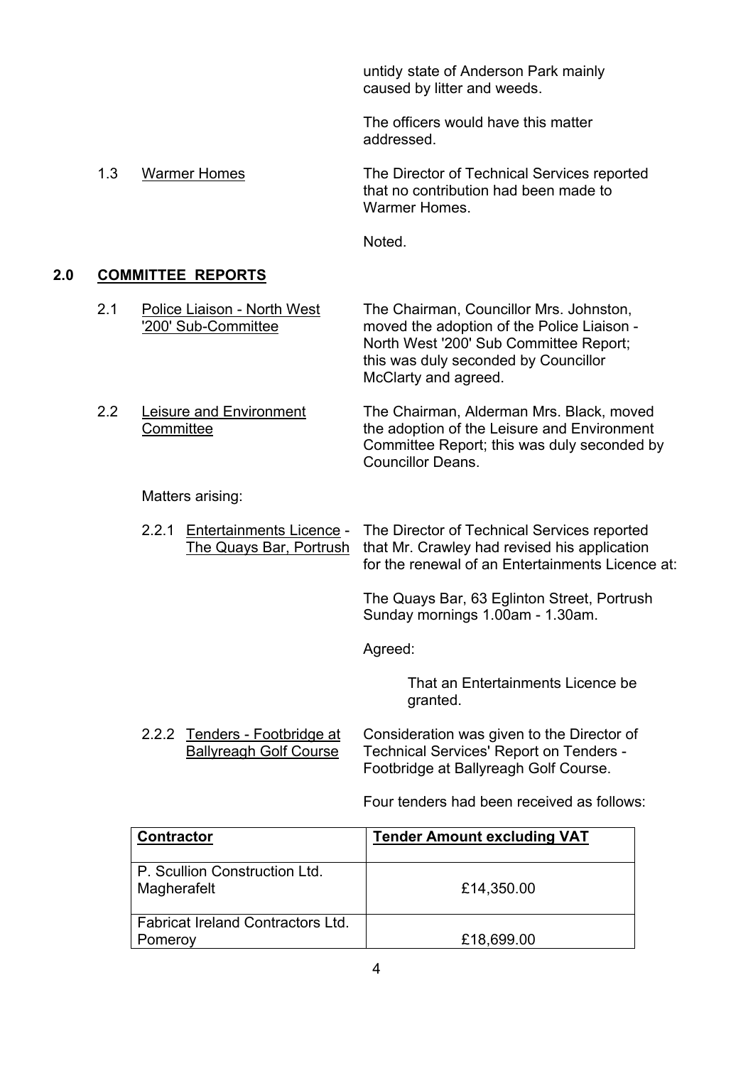untidy state of Anderson Park mainly caused by litter and weeds.

The officers would have this matter addressed.

1.3 Warmer Homes

The Director of Technical Services reported that no contribution had been made to Warmer Homes.

Noted.

## 2.0 COMMITTEE REPORTS

2.1 Police Liaison - North West '200' Sub-Committee

The Chairman, Councillor Mrs. Johnston, moved the adoption of the Police Liaison - North West '200' Sub Committee Report; this was duly seconded by Councillor McClarty and agreed.

2.2 Leisure and Environment Committee

The Chairman, Alderman Mrs. Black, moved the adoption of the Leisure and Environment Committee Report; this was duly seconded by Councillor Deans.

Matters arising:

2.2.1 Entertainments Licence - The Quays Bar, Portrush

The Director of Technical Services reported that Mr. Crawley had revised his application for the renewal of an Entertainments Licence at:

The Quays Bar, 63 Eglinton Street, Portrush
Sunday mornings 1.00am - 1.30am.

Agreed:

> That an Entertainments Licence be granted.

2.2.2 Tenders - Footbridge at Ballyreagh Golf Course

Consideration was given to the Director of Technical Services' Report on Tenders - Footbridge at Ballyreagh Golf Course.

Four tenders had been received as follows:

| Contractor | Tender Amount excluding VAT |
|---|---|
| P. Scullion Construction Ltd. Magherafelt | £14,350.00 |
| Fabricat Ireland Contractors Ltd. Pomeroy | £18,699.00 |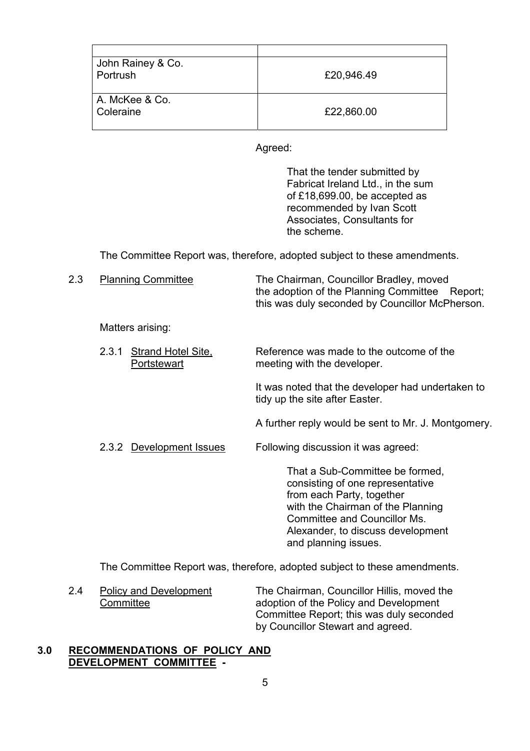| | |
|---|---|
| John Rainey & Co.<br>Portrush | £20,946.49 |
| A. McKee & Co.<br>Coleraine | £22,860.00 |

Agreed:

> That the tender submitted by Fabricat Ireland Ltd., in the sum of £18,699.00, be accepted as recommended by Ivan Scott Associates, Consultants for the scheme.

The Committee Report was, therefore, adopted subject to these amendments.

2.3 Planning Committee — The Chairman, Councillor Bradley, moved the adoption of the Planning Committee Report; this was duly seconded by Councillor McPherson.

Matters arising:

2.3.1 Strand Hotel Site, Portstewart — Reference was made to the outcome of the meeting with the developer.

It was noted that the developer had undertaken to tidy up the site after Easter.

A further reply would be sent to Mr. J. Montgomery.

2.3.2 Development Issues — Following discussion it was agreed:

> That a Sub-Committee be formed, consisting of one representative from each Party, together with the Chairman of the Planning Committee and Councillor Ms. Alexander, to discuss development and planning issues.

The Committee Report was, therefore, adopted subject to these amendments.

2.4 Policy and Development Committee — The Chairman, Councillor Hillis, moved the adoption of the Policy and Development Committee Report; this was duly seconded by Councillor Stewart and agreed.

## 3.0 RECOMMENDATIONS OF POLICY AND DEVELOPMENT COMMITTEE -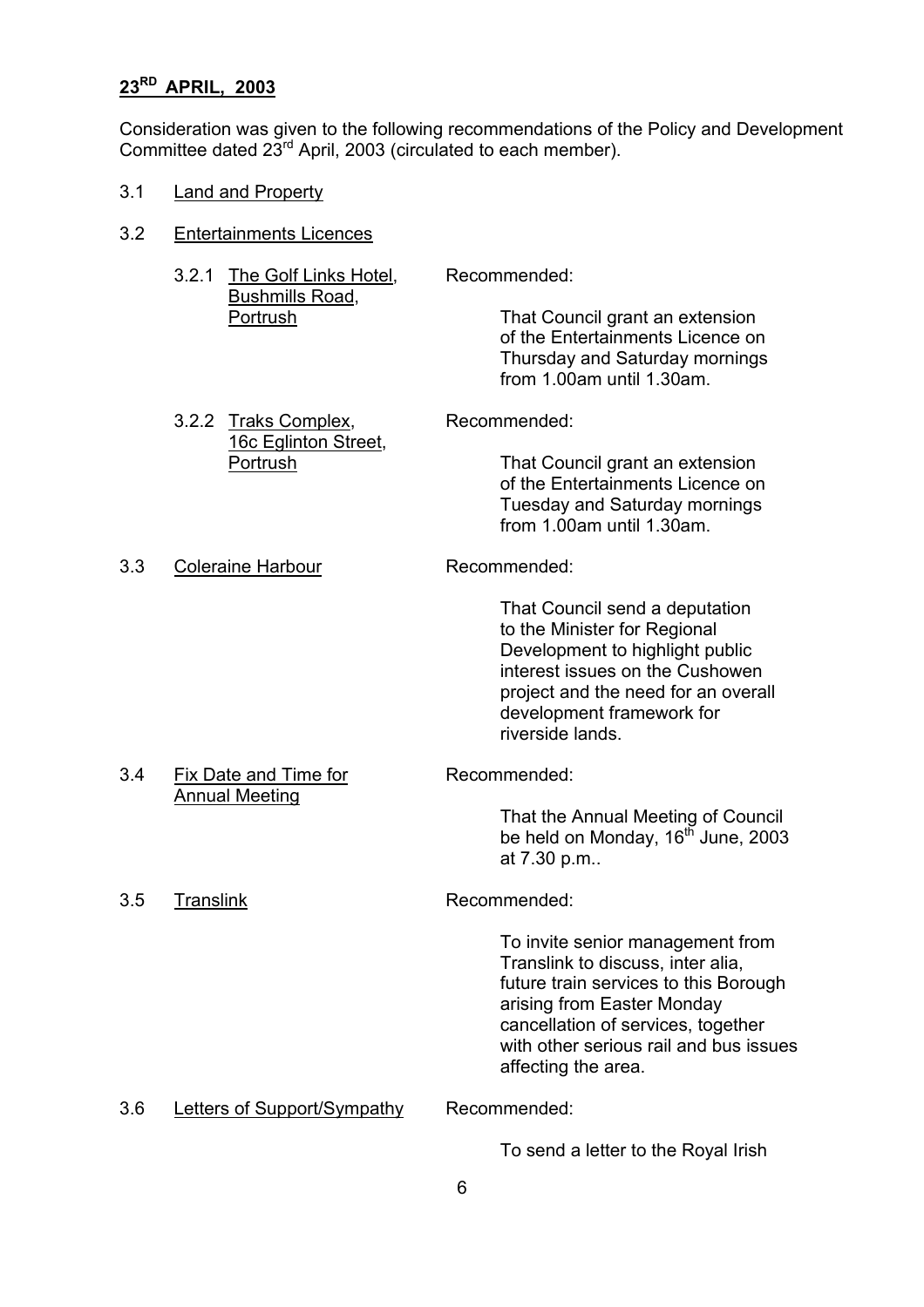**23RD APRIL, 2003**

Consideration was given to the following recommendations of the Policy and Development Committee dated 23rd April, 2003 (circulated to each member).

3.1 Land and Property

3.2 Entertainments Licences

3.2.1 The Golf Links Hotel, Bushmills Road, Portrush

Recommended:

That Council grant an extension of the Entertainments Licence on Thursday and Saturday mornings from 1.00am until 1.30am.

3.2.2 Traks Complex, 16c Eglinton Street, Portrush

Recommended:

That Council grant an extension of the Entertainments Licence on Tuesday and Saturday mornings from 1.00am until 1.30am.

3.3 Coleraine Harbour

Recommended:

That Council send a deputation to the Minister for Regional Development to highlight public interest issues on the Cushowen project and the need for an overall development framework for riverside lands.

3.4 Fix Date and Time for Annual Meeting

Recommended:

That the Annual Meeting of Council be held on Monday, 16th June, 2003 at 7.30 p.m..

3.5 Translink

Recommended:

To invite senior management from Translink to discuss, inter alia, future train services to this Borough arising from Easter Monday cancellation of services, together with other serious rail and bus issues affecting the area.

3.6 Letters of Support/Sympathy

Recommended:

To send a letter to the Royal Irish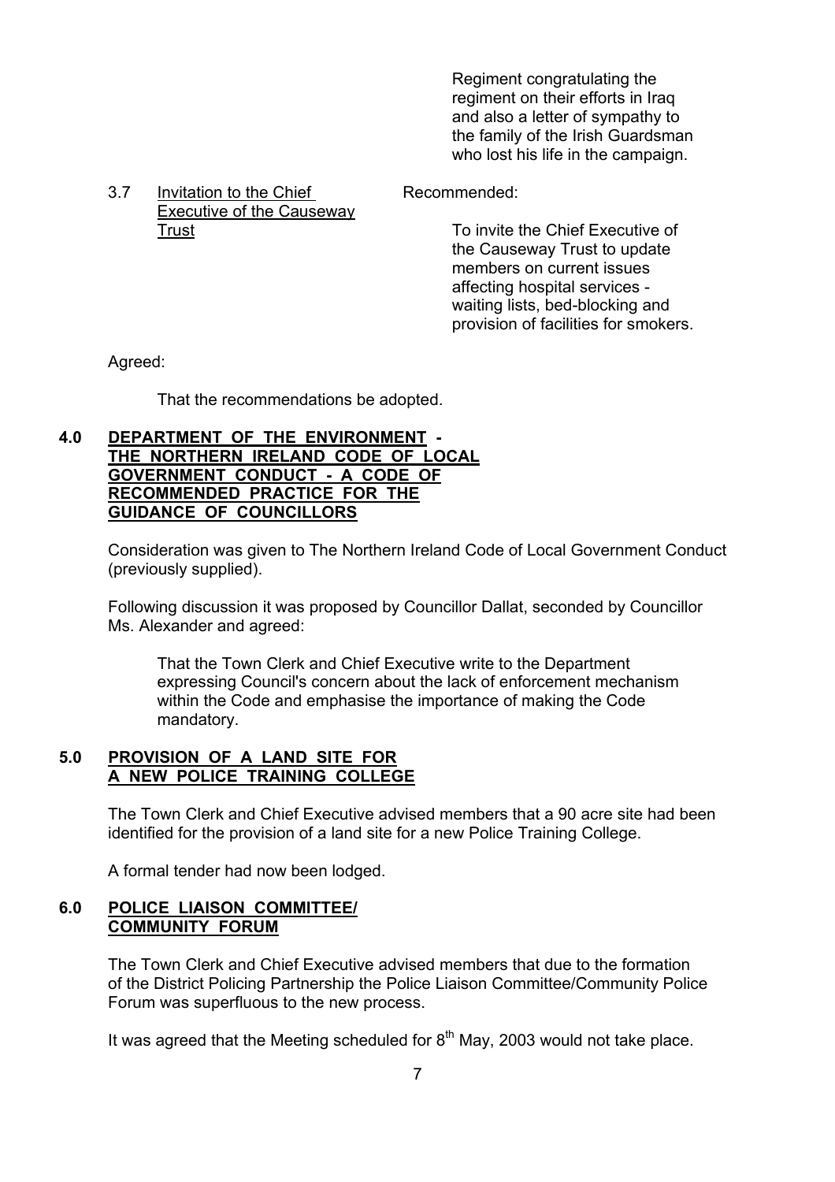Regiment congratulating the regiment on their efforts in Iraq and also a letter of sympathy to the family of the Irish Guardsman who lost his life in the campaign.

3.7 Invitation to the Chief Executive of the Causeway Trust

Recommended:

To invite the Chief Executive of the Causeway Trust to update members on current issues affecting hospital services - waiting lists, bed-blocking and provision of facilities for smokers.

Agreed:

That the recommendations be adopted.

## 4.0 DEPARTMENT OF THE ENVIRONMENT - THE NORTHERN IRELAND CODE OF LOCAL GOVERNMENT CONDUCT - A CODE OF RECOMMENDED PRACTICE FOR THE GUIDANCE OF COUNCILLORS

Consideration was given to The Northern Ireland Code of Local Government Conduct (previously supplied).

Following discussion it was proposed by Councillor Dallat, seconded by Councillor Ms. Alexander and agreed:

That the Town Clerk and Chief Executive write to the Department expressing Council's concern about the lack of enforcement mechanism within the Code and emphasise the importance of making the Code mandatory.

## 5.0 PROVISION OF A LAND SITE FOR A NEW POLICE TRAINING COLLEGE

The Town Clerk and Chief Executive advised members that a 90 acre site had been identified for the provision of a land site for a new Police Training College.

A formal tender had now been lodged.

## 6.0 POLICE LIAISON COMMITTEE/ COMMUNITY FORUM

The Town Clerk and Chief Executive advised members that due to the formation of the District Policing Partnership the Police Liaison Committee/Community Police Forum was superfluous to the new process.

It was agreed that the Meeting scheduled for 8th May, 2003 would not take place.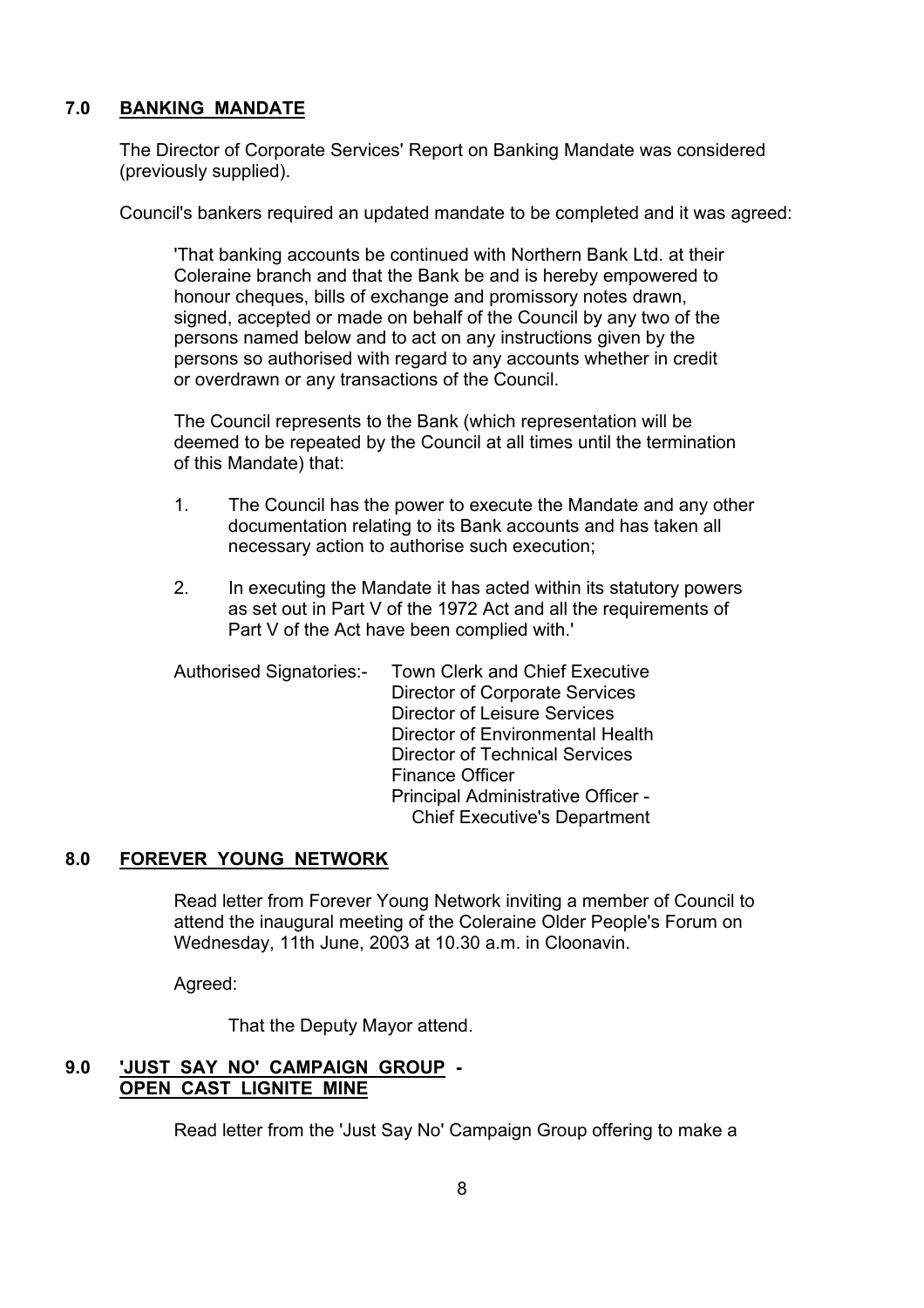## 7.0 BANKING MANDATE

The Director of Corporate Services' Report on Banking Mandate was considered (previously supplied).

Council's bankers required an updated mandate to be completed and it was agreed:

> 'That banking accounts be continued with Northern Bank Ltd. at their Coleraine branch and that the Bank be and is hereby empowered to honour cheques, bills of exchange and promissory notes drawn, signed, accepted or made on behalf of the Council by any two of the persons named below and to act on any instructions given by the persons so authorised with regard to any accounts whether in credit or overdrawn or any transactions of the Council.
>
> The Council represents to the Bank (which representation will be deemed to be repeated by the Council at all times until the termination of this Mandate) that:
>
> 1. The Council has the power to execute the Mandate and any other documentation relating to its Bank accounts and has taken all necessary action to authorise such execution;
>
> 2. In executing the Mandate it has acted within its statutory powers as set out in Part V of the 1972 Act and all the requirements of Part V of the Act have been complied with.'
>
> Authorised Signatories:-
> - Town Clerk and Chief Executive
> - Director of Corporate Services
> - Director of Leisure Services
> - Director of Environmental Health
> - Director of Technical Services
> - Finance Officer
> - Principal Administrative Officer - Chief Executive's Department

## 8.0 FOREVER YOUNG NETWORK

Read letter from Forever Young Network inviting a member of Council to attend the inaugural meeting of the Coleraine Older People's Forum on Wednesday, 11th June, 2003 at 10.30 a.m. in Cloonavin.

Agreed:

> That the Deputy Mayor attend.

## 9.0 'JUST SAY NO' CAMPAIGN GROUP - OPEN CAST LIGNITE MINE

Read letter from the 'Just Say No' Campaign Group offering to make a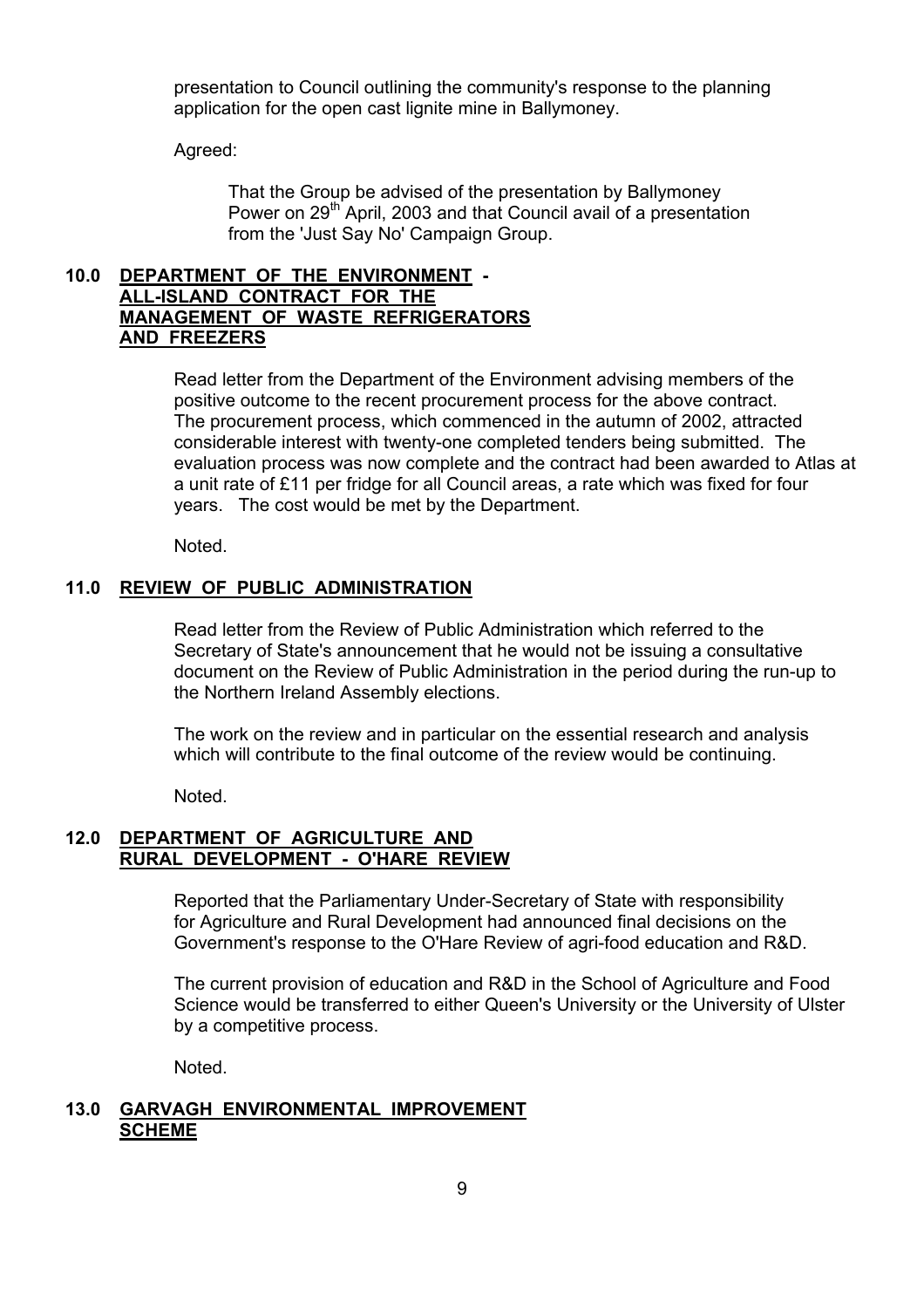presentation to Council outlining the community's response to the planning application for the open cast lignite mine in Ballymoney.

Agreed:

> That the Group be advised of the presentation by Ballymoney Power on 29th April, 2003 and that Council avail of a presentation from the 'Just Say No' Campaign Group.

## 10.0 DEPARTMENT OF THE ENVIRONMENT - ALL-ISLAND CONTRACT FOR THE MANAGEMENT OF WASTE REFRIGERATORS AND FREEZERS

Read letter from the Department of the Environment advising members of the positive outcome to the recent procurement process for the above contract. The procurement process, which commenced in the autumn of 2002, attracted considerable interest with twenty-one completed tenders being submitted. The evaluation process was now complete and the contract had been awarded to Atlas at a unit rate of £11 per fridge for all Council areas, a rate which was fixed for four years. The cost would be met by the Department.

Noted.

## 11.0 REVIEW OF PUBLIC ADMINISTRATION

Read letter from the Review of Public Administration which referred to the Secretary of State's announcement that he would not be issuing a consultative document on the Review of Public Administration in the period during the run-up to the Northern Ireland Assembly elections.

The work on the review and in particular on the essential research and analysis which will contribute to the final outcome of the review would be continuing.

Noted.

## 12.0 DEPARTMENT OF AGRICULTURE AND RURAL DEVELOPMENT - O'HARE REVIEW

Reported that the Parliamentary Under-Secretary of State with responsibility for Agriculture and Rural Development had announced final decisions on the Government's response to the O'Hare Review of agri-food education and R&D.

The current provision of education and R&D in the School of Agriculture and Food Science would be transferred to either Queen's University or the University of Ulster by a competitive process.

Noted.

## 13.0 GARVAGH ENVIRONMENTAL IMPROVEMENT SCHEME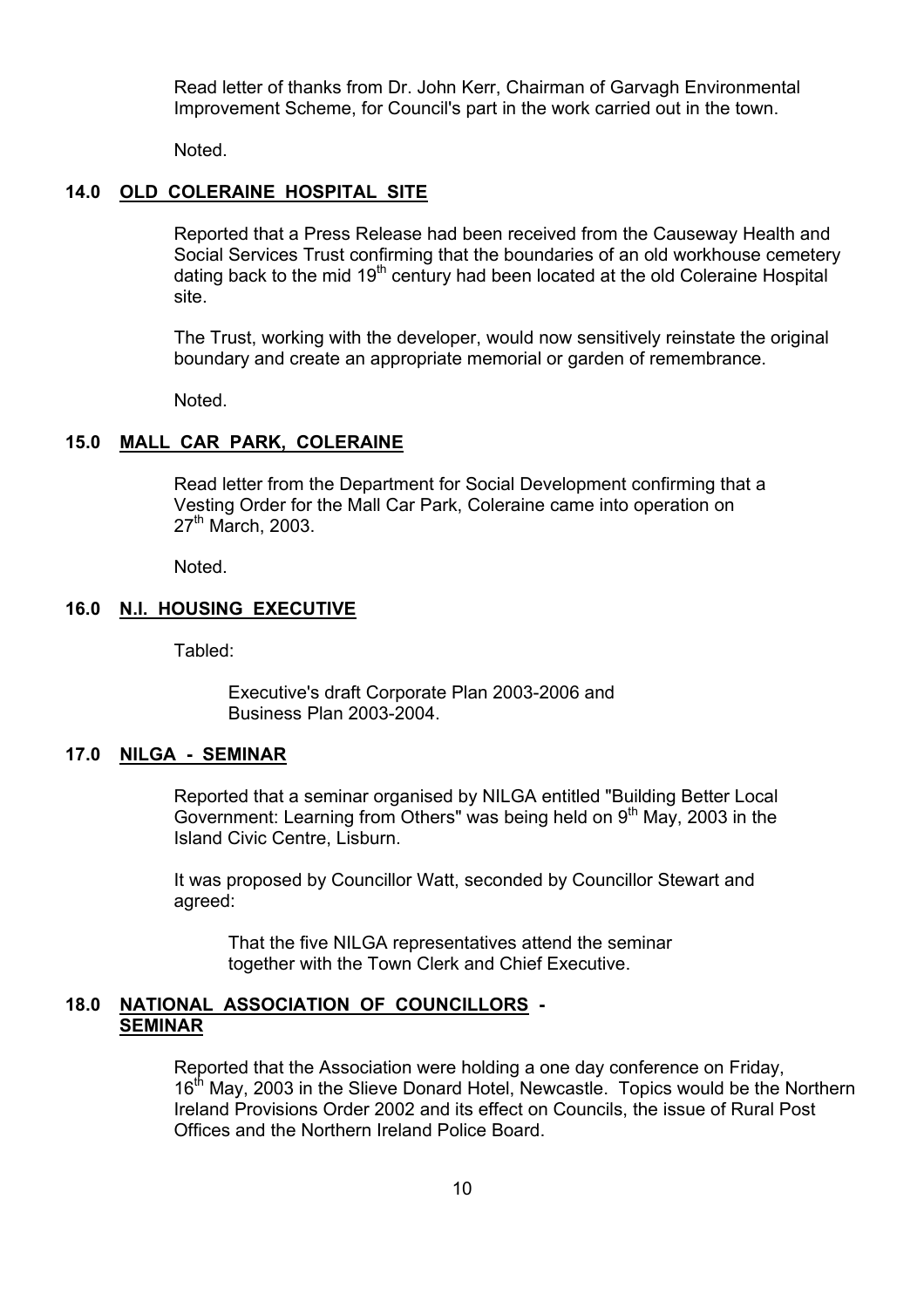Read letter of thanks from Dr. John Kerr, Chairman of Garvagh Environmental Improvement Scheme, for Council's part in the work carried out in the town.

Noted.

## 14.0 OLD COLERAINE HOSPITAL SITE

Reported that a Press Release had been received from the Causeway Health and Social Services Trust confirming that the boundaries of an old workhouse cemetery dating back to the mid 19th century had been located at the old Coleraine Hospital site.

The Trust, working with the developer, would now sensitively reinstate the original boundary and create an appropriate memorial or garden of remembrance.

Noted.

## 15.0 MALL CAR PARK, COLERAINE

Read letter from the Department for Social Development confirming that a Vesting Order for the Mall Car Park, Coleraine came into operation on 27th March, 2003.

Noted.

## 16.0 N.I. HOUSING EXECUTIVE

Tabled:

> Executive's draft Corporate Plan 2003-2006 and Business Plan 2003-2004.

## 17.0 NILGA - SEMINAR

Reported that a seminar organised by NILGA entitled "Building Better Local Government: Learning from Others" was being held on 9th May, 2003 in the Island Civic Centre, Lisburn.

It was proposed by Councillor Watt, seconded by Councillor Stewart and agreed:

> That the five NILGA representatives attend the seminar together with the Town Clerk and Chief Executive.

## 18.0 NATIONAL ASSOCIATION OF COUNCILLORS - SEMINAR

Reported that the Association were holding a one day conference on Friday, 16th May, 2003 in the Slieve Donard Hotel, Newcastle. Topics would be the Northern Ireland Provisions Order 2002 and its effect on Councils, the issue of Rural Post Offices and the Northern Ireland Police Board.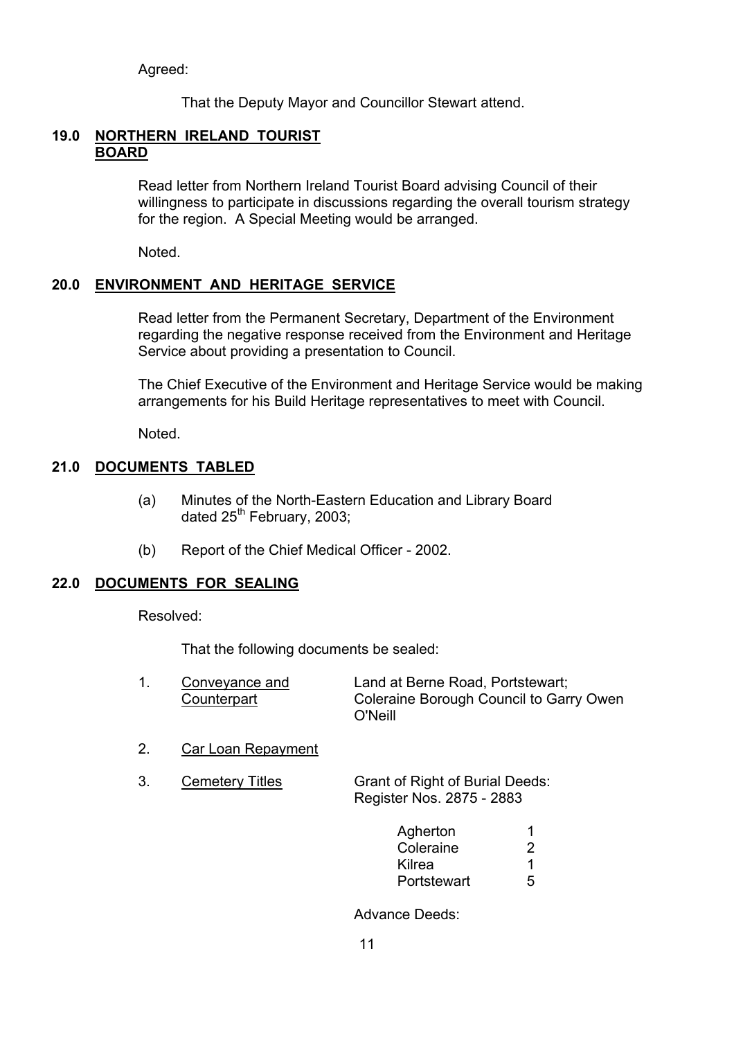Agreed:

That the Deputy Mayor and Councillor Stewart attend.

**19.0 NORTHERN IRELAND TOURIST BOARD**

Read letter from Northern Ireland Tourist Board advising Council of their willingness to participate in discussions regarding the overall tourism strategy for the region. A Special Meeting would be arranged.

Noted.

**20.0 ENVIRONMENT AND HERITAGE SERVICE**

Read letter from the Permanent Secretary, Department of the Environment regarding the negative response received from the Environment and Heritage Service about providing a presentation to Council.

The Chief Executive of the Environment and Heritage Service would be making arrangements for his Build Heritage representatives to meet with Council.

Noted.

**21.0 DOCUMENTS TABLED**

(a) Minutes of the North-Eastern Education and Library Board dated 25th February, 2003;

(b) Report of the Chief Medical Officer - 2002.

**22.0 DOCUMENTS FOR SEALING**

Resolved:

That the following documents be sealed:

1. Conveyance and Counterpart — Land at Berne Road, Portstewart; Coleraine Borough Council to Garry Owen O'Neill

2. Car Loan Repayment

3. Cemetery Titles — Grant of Right of Burial Deeds: Register Nos. 2875 - 2883

| | |
|---|---|
| Agherton | 1 |
| Coleraine | 2 |
| Kilrea | 1 |
| Portstewart | 5 |

Advance Deeds: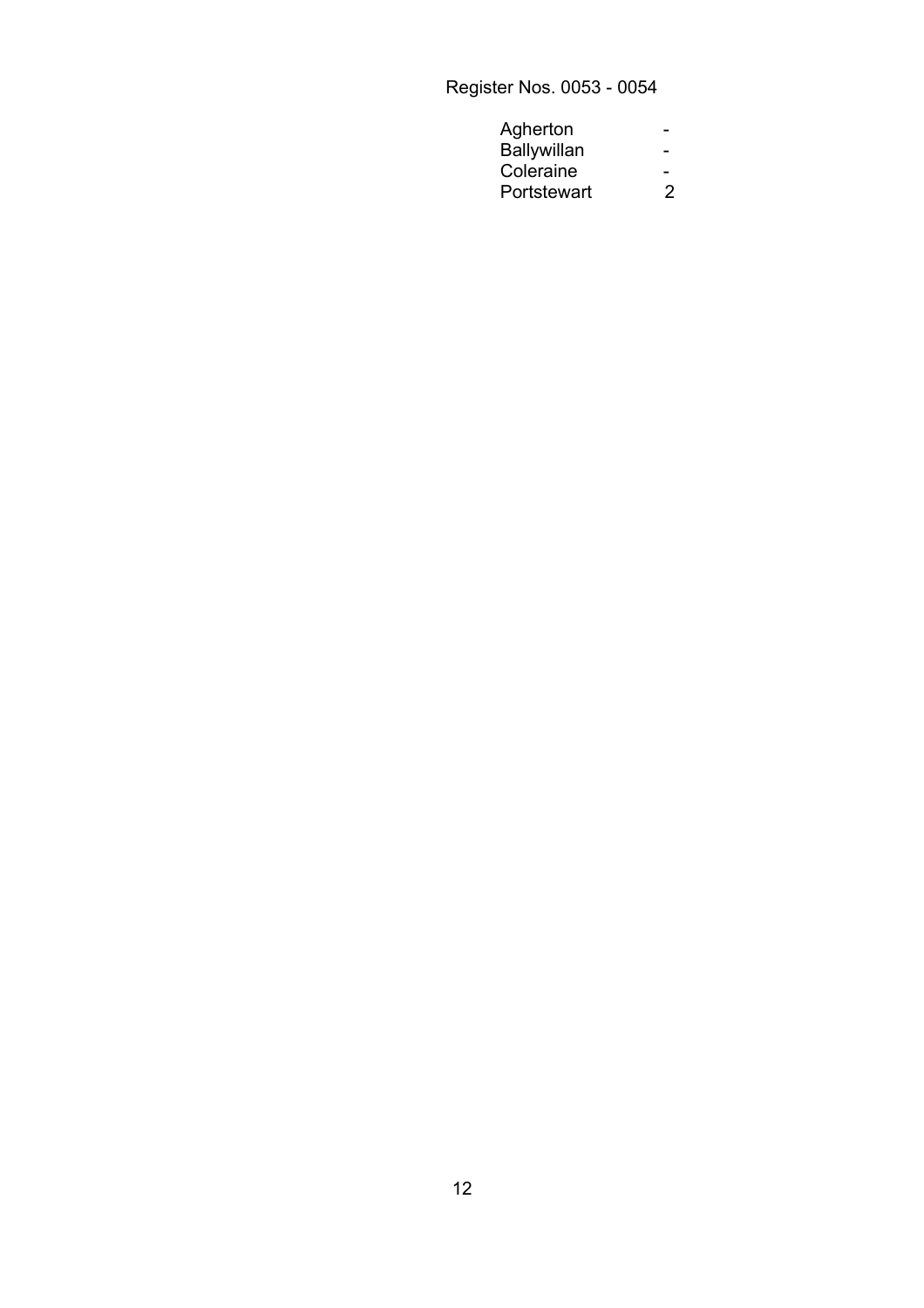Register Nos. 0053 - 0054

| | |
|---|---|
| Agherton | - |
| Ballywillan | - |
| Coleraine | - |
| Portstewart | 2 |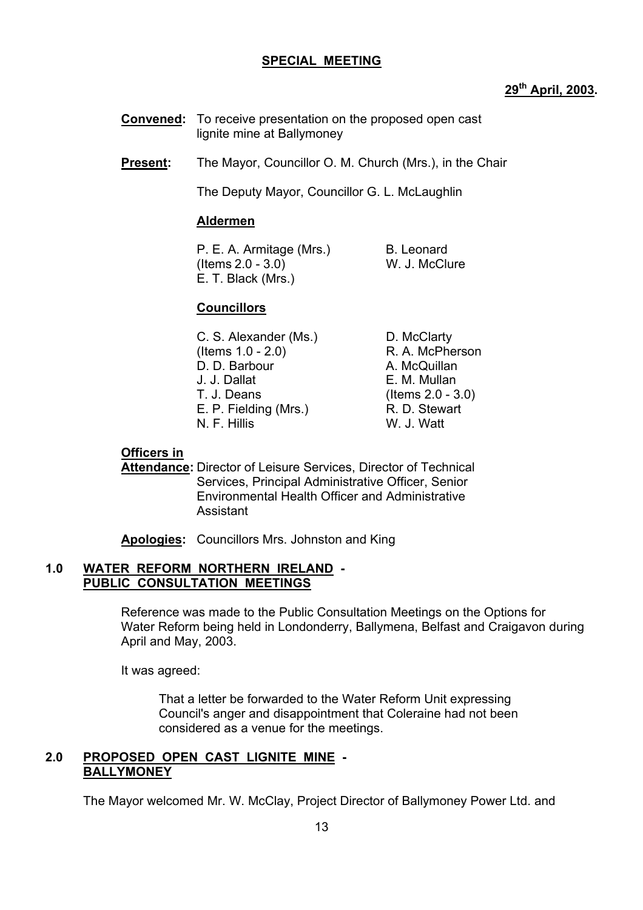**SPECIAL MEETING**

**29th April, 2003.**

**Convened:** To receive presentation on the proposed open cast lignite mine at Ballymoney

**Present:** The Mayor, Councillor O. M. Church (Mrs.), in the Chair

The Deputy Mayor, Councillor G. L. McLaughlin

**Aldermen**

P. E. A. Armitage (Mrs.) (Items 2.0 - 3.0)
E. T. Black (Mrs.)
B. Leonard
W. J. McClure

**Councillors**

C. S. Alexander (Ms.) (Items 1.0 - 2.0)
D. D. Barbour
J. J. Dallat
T. J. Deans
E. P. Fielding (Mrs.)
N. F. Hillis
D. McClarty
R. A. McPherson
A. McQuillan
E. M. Mullan (Items 2.0 - 3.0)
R. D. Stewart
W. J. Watt

**Officers in Attendance:** Director of Leisure Services, Director of Technical Services, Principal Administrative Officer, Senior Environmental Health Officer and Administrative Assistant

**Apologies:** Councillors Mrs. Johnston and King

## 1.0 WATER REFORM NORTHERN IRELAND - PUBLIC CONSULTATION MEETINGS

Reference was made to the Public Consultation Meetings on the Options for Water Reform being held in Londonderry, Ballymena, Belfast and Craigavon during April and May, 2003.

It was agreed:

> That a letter be forwarded to the Water Reform Unit expressing Council's anger and disappointment that Coleraine had not been considered as a venue for the meetings.

## 2.0 PROPOSED OPEN CAST LIGNITE MINE - BALLYMONEY

The Mayor welcomed Mr. W. McClay, Project Director of Ballymoney Power Ltd. and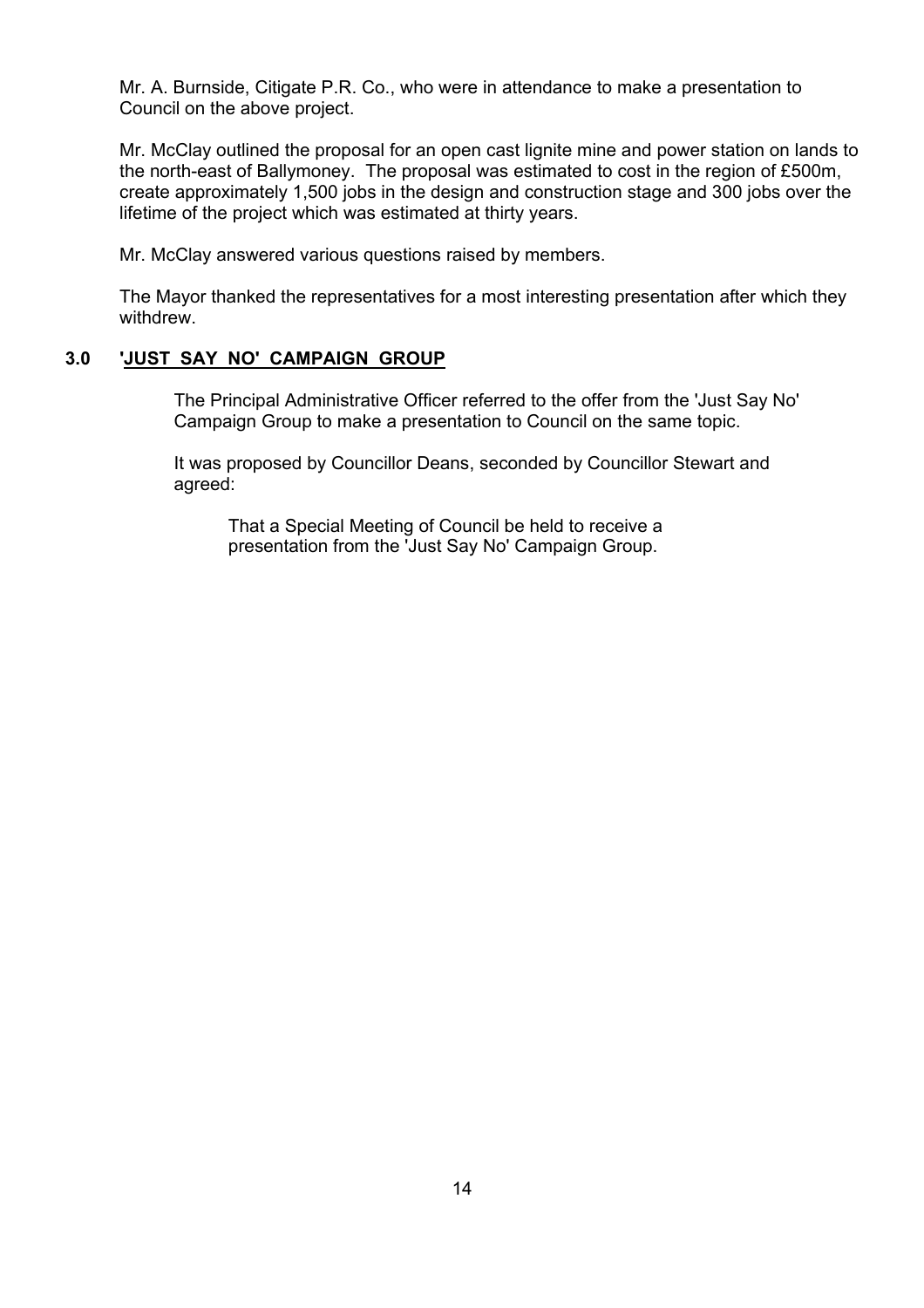Mr. A. Burnside, Citigate P.R. Co., who were in attendance to make a presentation to Council on the above project.

Mr. McClay outlined the proposal for an open cast lignite mine and power station on lands to the north-east of Ballymoney. The proposal was estimated to cost in the region of £500m, create approximately 1,500 jobs in the design and construction stage and 300 jobs over the lifetime of the project which was estimated at thirty years.

Mr. McClay answered various questions raised by members.

The Mayor thanked the representatives for a most interesting presentation after which they withdrew.

## 3.0 'JUST SAY NO' CAMPAIGN GROUP

The Principal Administrative Officer referred to the offer from the 'Just Say No' Campaign Group to make a presentation to Council on the same topic.

It was proposed by Councillor Deans, seconded by Councillor Stewart and agreed:

> That a Special Meeting of Council be held to receive a presentation from the 'Just Say No' Campaign Group.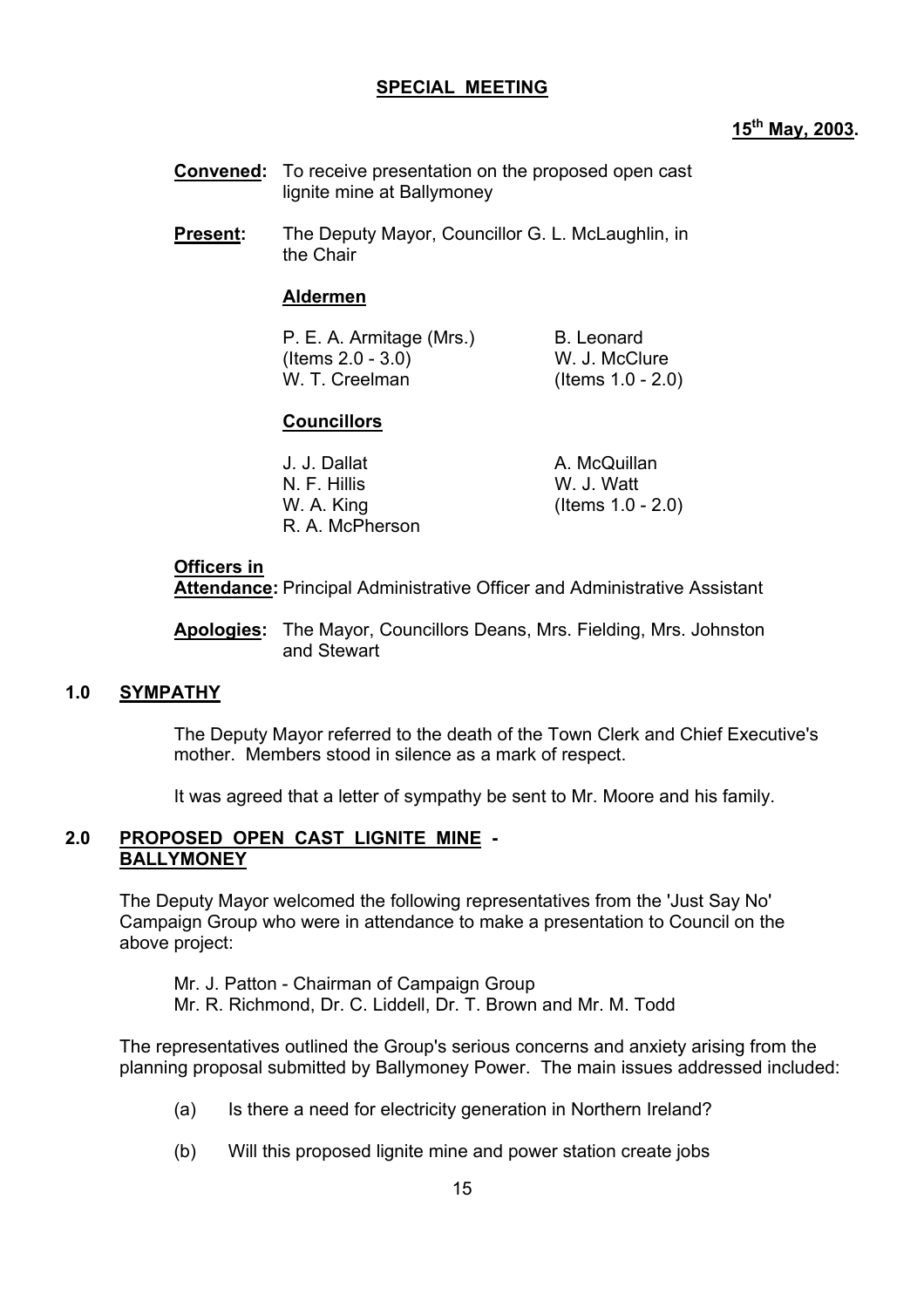## SPECIAL MEETING

**15th May, 2003.**

**Convened:** To receive presentation on the proposed open cast lignite mine at Ballymoney

**Present:** The Deputy Mayor, Councillor G. L. McLaughlin, in the Chair

**Aldermen**

P. E. A. Armitage (Mrs.) (Items 2.0 - 3.0)
W. T. Creelman
B. Leonard
W. J. McClure (Items 1.0 - 2.0)

**Councillors**

J. J. Dallat
N. F. Hillis
W. A. King
R. A. McPherson
A. McQuillan
W. J. Watt (Items 1.0 - 2.0)

**Officers in Attendance:** Principal Administrative Officer and Administrative Assistant

**Apologies:** The Mayor, Councillors Deans, Mrs. Fielding, Mrs. Johnston and Stewart

### 1.0 SYMPATHY

The Deputy Mayor referred to the death of the Town Clerk and Chief Executive's mother. Members stood in silence as a mark of respect.

It was agreed that a letter of sympathy be sent to Mr. Moore and his family.

### 2.0 PROPOSED OPEN CAST LIGNITE MINE - BALLYMONEY

The Deputy Mayor welcomed the following representatives from the 'Just Say No' Campaign Group who were in attendance to make a presentation to Council on the above project:

Mr. J. Patton - Chairman of Campaign Group
Mr. R. Richmond, Dr. C. Liddell, Dr. T. Brown and Mr. M. Todd

The representatives outlined the Group's serious concerns and anxiety arising from the planning proposal submitted by Ballymoney Power. The main issues addressed included:

(a) Is there a need for electricity generation in Northern Ireland?

(b) Will this proposed lignite mine and power station create jobs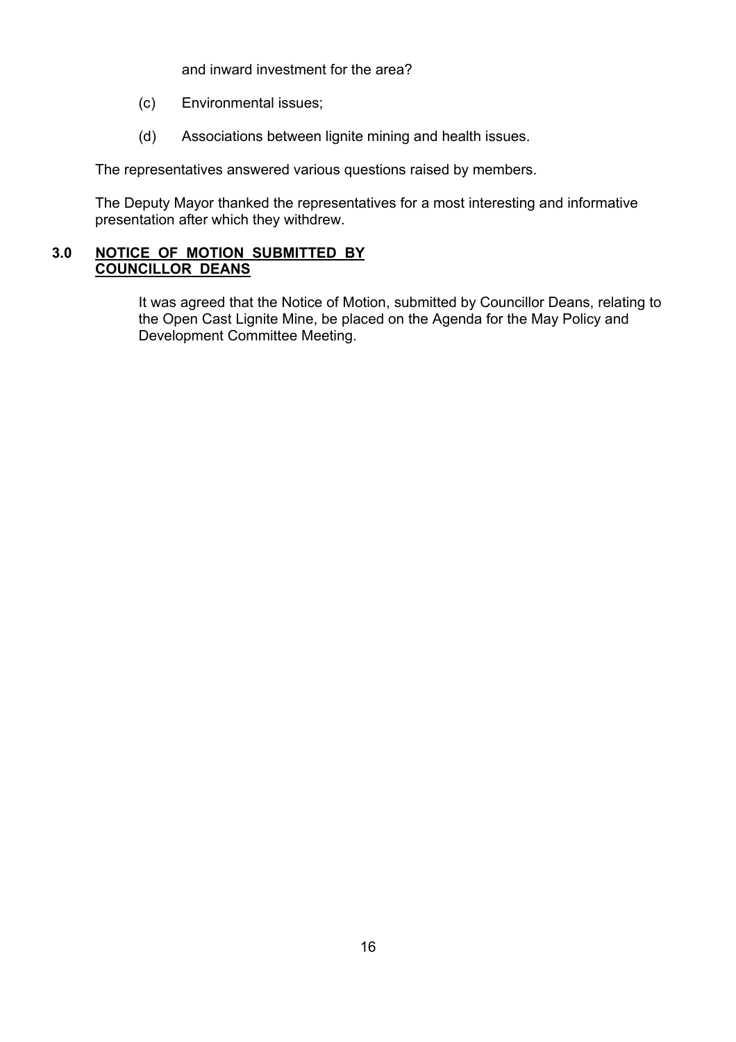and inward investment for the area?

(c) Environmental issues;

(d) Associations between lignite mining and health issues.

The representatives answered various questions raised by members.

The Deputy Mayor thanked the representatives for a most interesting and informative presentation after which they withdrew.

### 3.0 NOTICE OF MOTION SUBMITTED BY COUNCILLOR DEANS

It was agreed that the Notice of Motion, submitted by Councillor Deans, relating to the Open Cast Lignite Mine, be placed on the Agenda for the May Policy and Development Committee Meeting.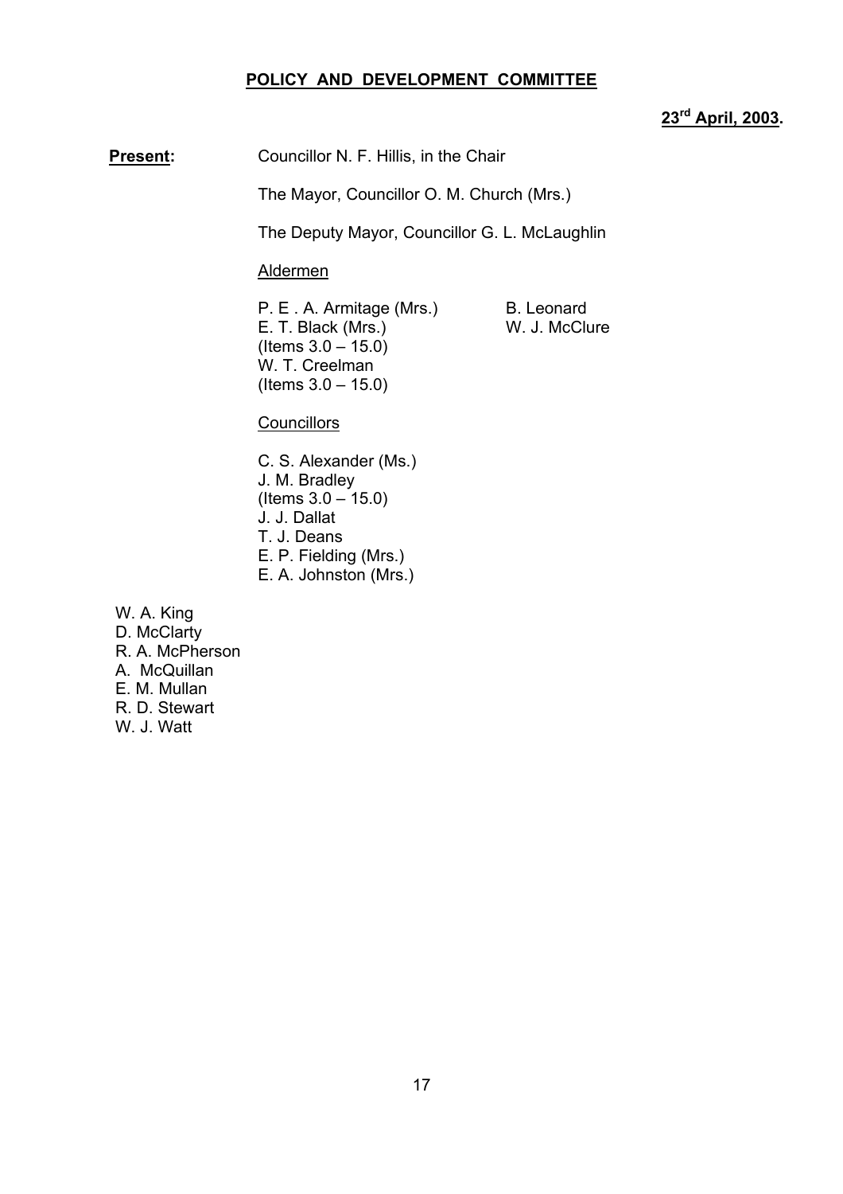**POLICY AND DEVELOPMENT COMMITTEE**

**23rd April, 2003.**

**Present:** Councillor N. F. Hillis, in the Chair

The Mayor, Councillor O. M. Church (Mrs.)

The Deputy Mayor, Councillor G. L. McLaughlin

Aldermen

P. E . A. Armitage (Mrs.)
E. T. Black (Mrs.)
(Items 3.0 – 15.0)
W. T. Creelman
(Items 3.0 – 15.0)
B. Leonard
W. J. McClure

Councillors

C. S. Alexander (Ms.)
J. M. Bradley
(Items 3.0 – 15.0)
J. J. Dallat
T. J. Deans
E. P. Fielding (Mrs.)
E. A. Johnston (Mrs.)
W. A. King
D. McClarty
R. A. McPherson
A. McQuillan
E. M. Mullan
R. D. Stewart
W. J. Watt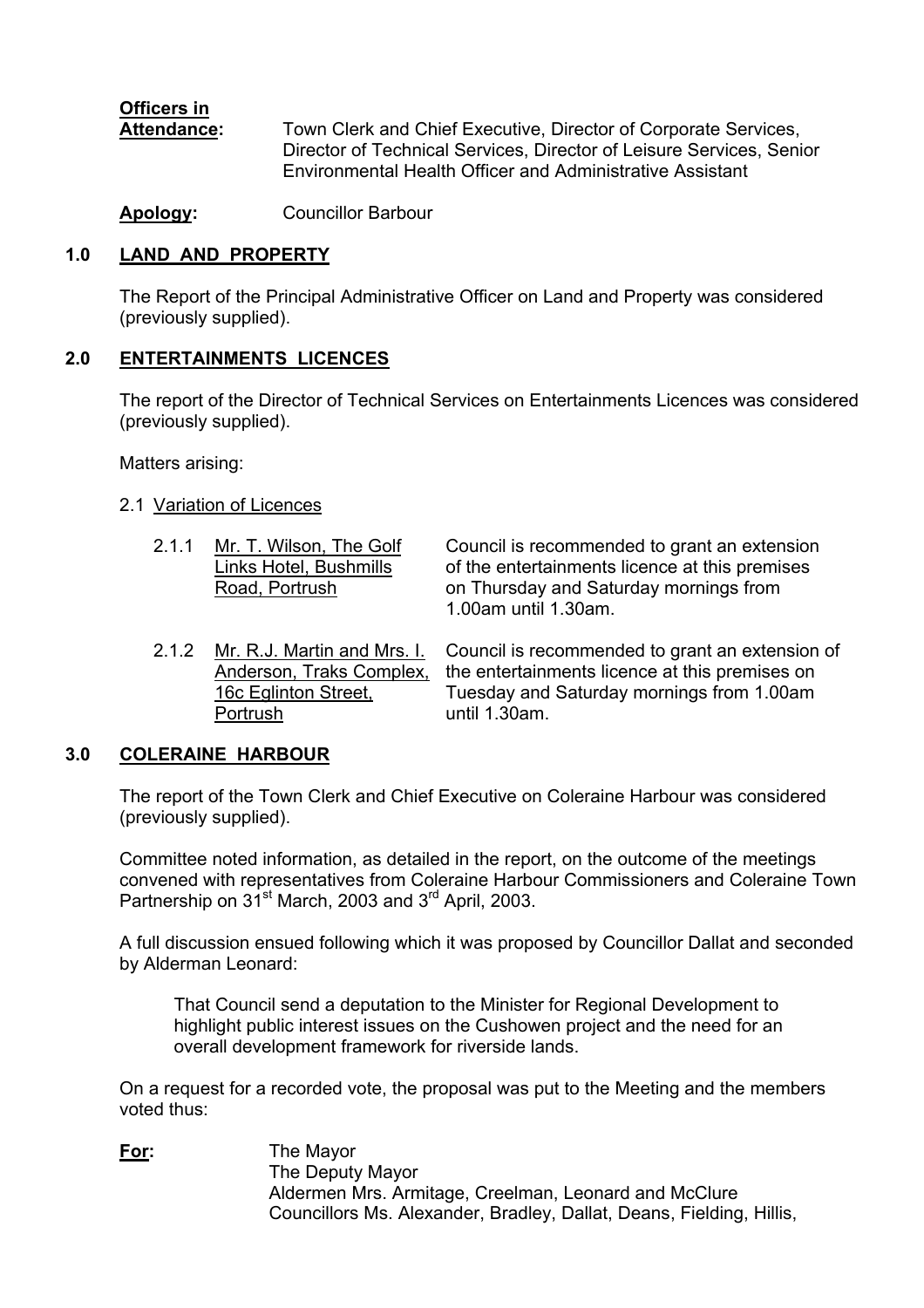**Officers in Attendance:** Town Clerk and Chief Executive, Director of Corporate Services, Director of Technical Services, Director of Leisure Services, Senior Environmental Health Officer and Administrative Assistant

**Apology:** Councillor Barbour

## 1.0 LAND AND PROPERTY

The Report of the Principal Administrative Officer on Land and Property was considered (previously supplied).

## 2.0 ENTERTAINMENTS LICENCES

The report of the Director of Technical Services on Entertainments Licences was considered (previously supplied).

Matters arising:

2.1 Variation of Licences

| | | |
|---|---|---|
| 2.1.1 | Mr. T. Wilson, The Golf Links Hotel, Bushmills Road, Portrush | Council is recommended to grant an extension of the entertainments licence at this premises on Thursday and Saturday mornings from 1.00am until 1.30am. |
| 2.1.2 | Mr. R.J. Martin and Mrs. I. Anderson, Traks Complex, 16c Eglinton Street, Portrush | Council is recommended to grant an extension of the entertainments licence at this premises on Tuesday and Saturday mornings from 1.00am until 1.30am. |

## 3.0 COLERAINE HARBOUR

The report of the Town Clerk and Chief Executive on Coleraine Harbour was considered (previously supplied).

Committee noted information, as detailed in the report, on the outcome of the meetings convened with representatives from Coleraine Harbour Commissioners and Coleraine Town Partnership on 31st March, 2003 and 3rd April, 2003.

A full discussion ensued following which it was proposed by Councillor Dallat and seconded by Alderman Leonard:

> That Council send a deputation to the Minister for Regional Development to highlight public interest issues on the Cushowen project and the need for an overall development framework for riverside lands.

On a request for a recorded vote, the proposal was put to the Meeting and the members voted thus:

**For:** The Mayor
The Deputy Mayor
Aldermen Mrs. Armitage, Creelman, Leonard and McClure
Councillors Ms. Alexander, Bradley, Dallat, Deans, Fielding, Hillis,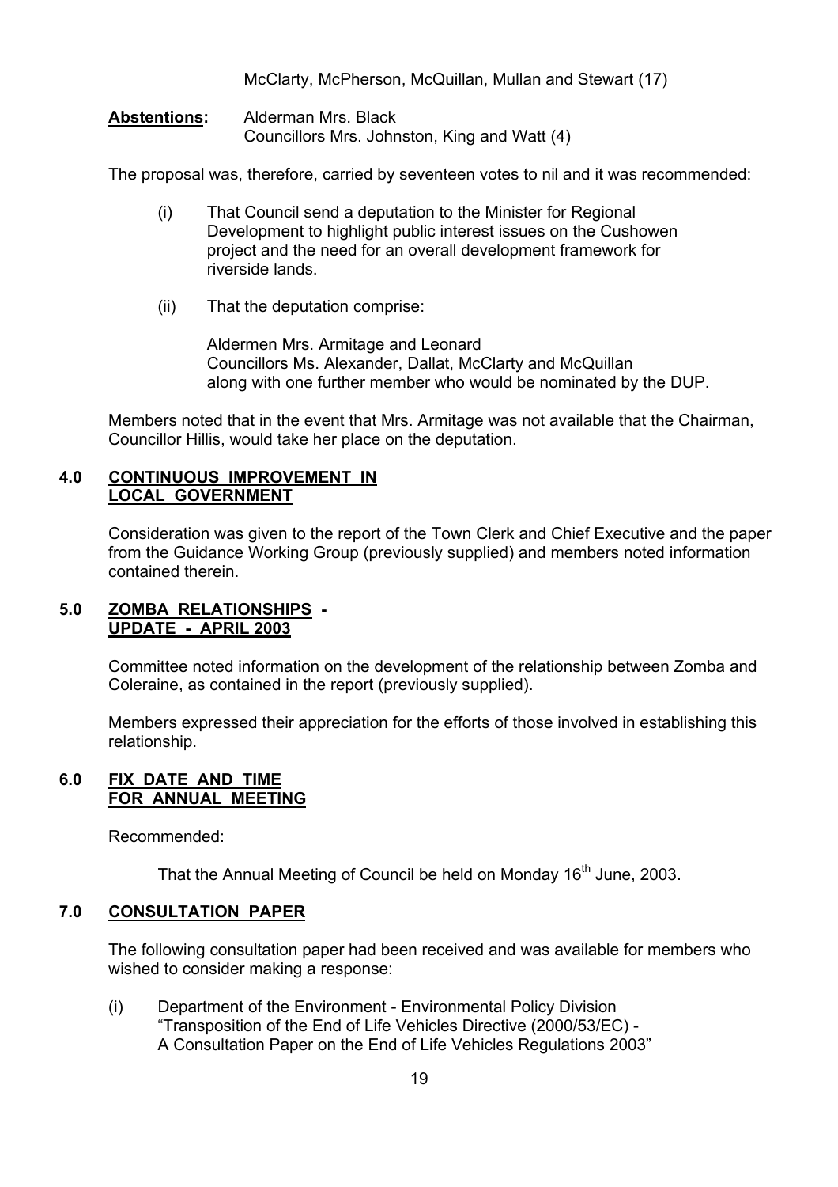McClarty, McPherson, McQuillan, Mullan and Stewart (17)

**Abstentions:** Alderman Mrs. Black
Councillors Mrs. Johnston, King and Watt (4)

The proposal was, therefore, carried by seventeen votes to nil and it was recommended:

(i) That Council send a deputation to the Minister for Regional Development to highlight public interest issues on the Cushowen project and the need for an overall development framework for riverside lands.

(ii) That the deputation comprise:

Aldermen Mrs. Armitage and Leonard
Councillors Ms. Alexander, Dallat, McClarty and McQuillan
along with one further member who would be nominated by the DUP.

Members noted that in the event that Mrs. Armitage was not available that the Chairman, Councillor Hillis, would take her place on the deputation.

## 4.0 CONTINUOUS IMPROVEMENT IN LOCAL GOVERNMENT

Consideration was given to the report of the Town Clerk and Chief Executive and the paper from the Guidance Working Group (previously supplied) and members noted information contained therein.

## 5.0 ZOMBA RELATIONSHIPS - UPDATE - APRIL 2003

Committee noted information on the development of the relationship between Zomba and Coleraine, as contained in the report (previously supplied).

Members expressed their appreciation for the efforts of those involved in establishing this relationship.

## 6.0 FIX DATE AND TIME FOR ANNUAL MEETING

Recommended:

That the Annual Meeting of Council be held on Monday 16th June, 2003.

## 7.0 CONSULTATION PAPER

The following consultation paper had been received and was available for members who wished to consider making a response:

(i) Department of the Environment - Environmental Policy Division
"Transposition of the End of Life Vehicles Directive (2000/53/EC) -
A Consultation Paper on the End of Life Vehicles Regulations 2003"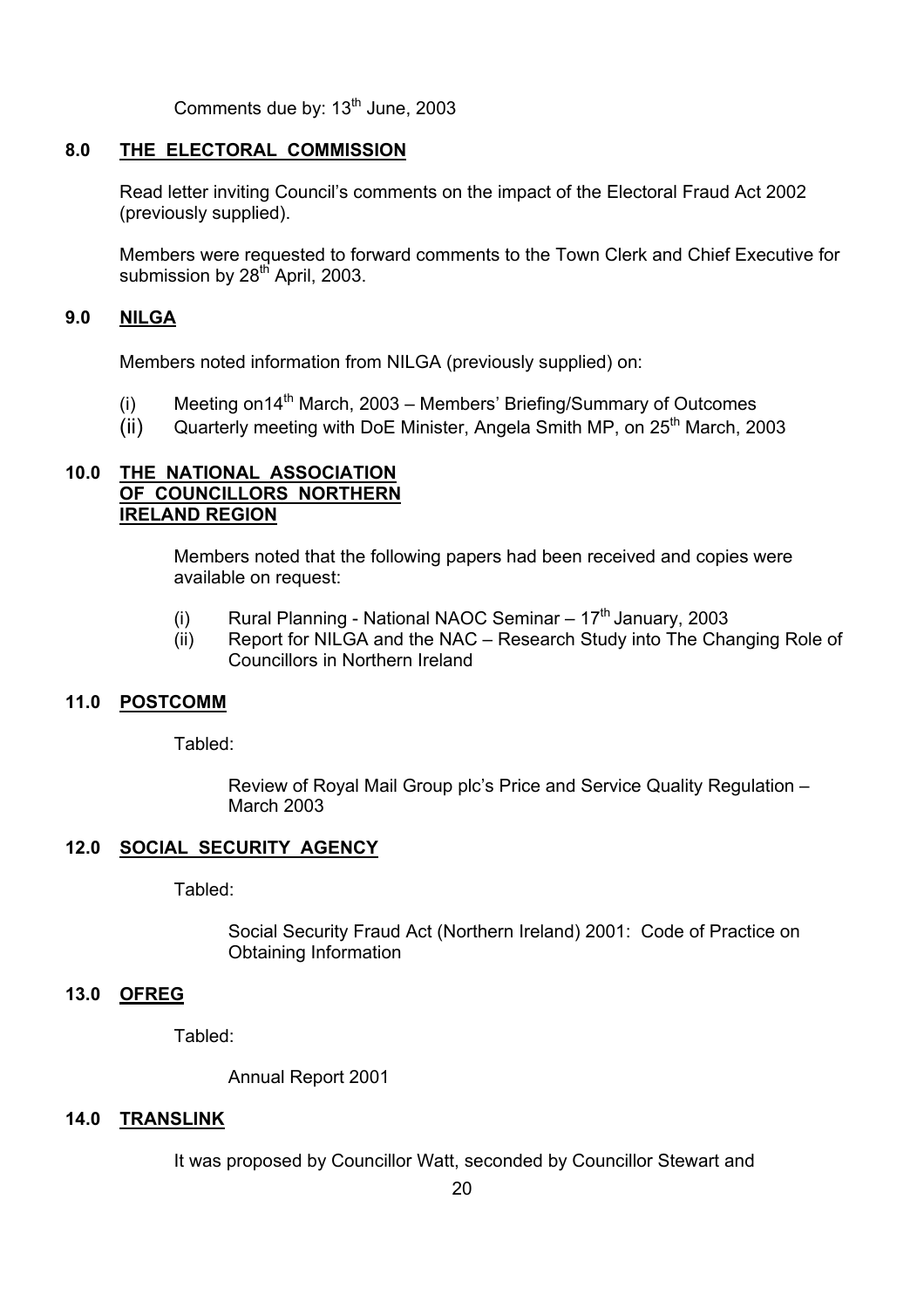Comments due by: 13th June, 2003

## 8.0 THE ELECTORAL COMMISSION

Read letter inviting Council's comments on the impact of the Electoral Fraud Act 2002 (previously supplied).

Members were requested to forward comments to the Town Clerk and Chief Executive for submission by 28th April, 2003.

## 9.0 NILGA

Members noted information from NILGA (previously supplied) on:

(i) Meeting on14th March, 2003 – Members' Briefing/Summary of Outcomes
(ii) Quarterly meeting with DoE Minister, Angela Smith MP, on 25th March, 2003

## 10.0 THE NATIONAL ASSOCIATION OF COUNCILLORS NORTHERN IRELAND REGION

Members noted that the following papers had been received and copies were available on request:

(i) Rural Planning - National NAOC Seminar – 17th January, 2003
(ii) Report for NILGA and the NAC – Research Study into The Changing Role of Councillors in Northern Ireland

## 11.0 POSTCOMM

Tabled:

Review of Royal Mail Group plc's Price and Service Quality Regulation – March 2003

## 12.0 SOCIAL SECURITY AGENCY

Tabled:

Social Security Fraud Act (Northern Ireland) 2001: Code of Practice on Obtaining Information

## 13.0 OFREG

Tabled:

Annual Report 2001

## 14.0 TRANSLINK

It was proposed by Councillor Watt, seconded by Councillor Stewart and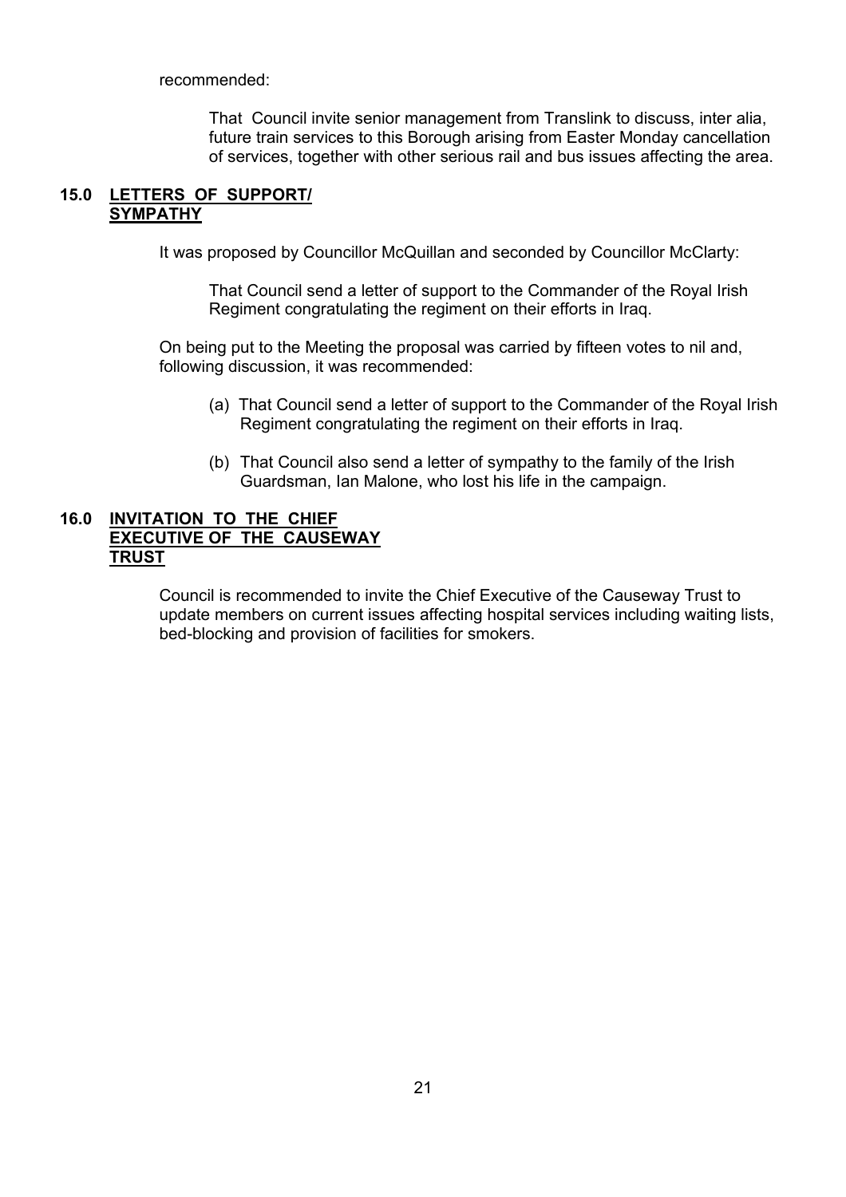recommended:

> That Council invite senior management from Translink to discuss, inter alia, future train services to this Borough arising from Easter Monday cancellation of services, together with other serious rail and bus issues affecting the area.

## 15.0 LETTERS OF SUPPORT/ SYMPATHY

It was proposed by Councillor McQuillan and seconded by Councillor McClarty:

> That Council send a letter of support to the Commander of the Royal Irish Regiment congratulating the regiment on their efforts in Iraq.

On being put to the Meeting the proposal was carried by fifteen votes to nil and, following discussion, it was recommended:

(a) That Council send a letter of support to the Commander of the Royal Irish Regiment congratulating the regiment on their efforts in Iraq.

(b) That Council also send a letter of sympathy to the family of the Irish Guardsman, Ian Malone, who lost his life in the campaign.

## 16.0 INVITATION TO THE CHIEF EXECUTIVE OF THE CAUSEWAY TRUST

Council is recommended to invite the Chief Executive of the Causeway Trust to update members on current issues affecting hospital services including waiting lists, bed-blocking and provision of facilities for smokers.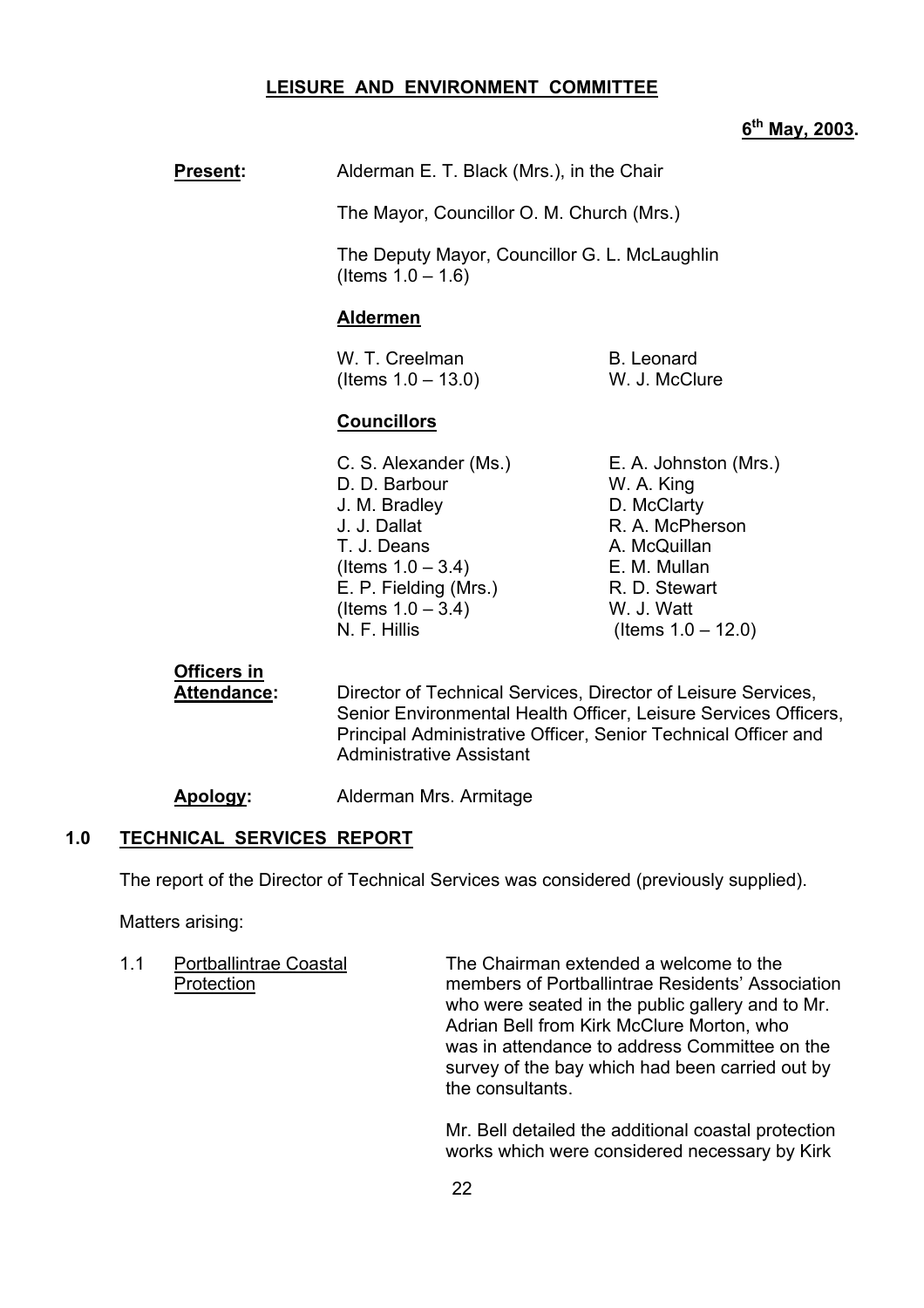**LEISURE AND ENVIRONMENT COMMITTEE**

**6th May, 2003.**

**Present:** Alderman E. T. Black (Mrs.), in the Chair

The Mayor, Councillor O. M. Church (Mrs.)

The Deputy Mayor, Councillor G. L. McLaughlin (Items 1.0 – 1.6)

**Aldermen**

W. T. Creelman (Items 1.0 – 13.0)
B. Leonard
W. J. McClure

**Councillors**

C. S. Alexander (Ms.)
D. D. Barbour
J. M. Bradley
J. J. Dallat
T. J. Deans (Items 1.0 – 3.4)
E. P. Fielding (Mrs.) (Items 1.0 – 3.4)
N. F. Hillis
E. A. Johnston (Mrs.)
W. A. King
D. McClarty
R. A. McPherson
A. McQuillan
E. M. Mullan
R. D. Stewart
W. J. Watt (Items 1.0 – 12.0)

**Officers in Attendance:** Director of Technical Services, Director of Leisure Services, Senior Environmental Health Officer, Leisure Services Officers, Principal Administrative Officer, Senior Technical Officer and Administrative Assistant

**Apology:** Alderman Mrs. Armitage

## 1.0 TECHNICAL SERVICES REPORT

The report of the Director of Technical Services was considered (previously supplied).

Matters arising:

1.1 Portballintrae Coastal Protection

The Chairman extended a welcome to the members of Portballintrae Residents' Association who were seated in the public gallery and to Mr. Adrian Bell from Kirk McClure Morton, who was in attendance to address Committee on the survey of the bay which had been carried out by the consultants.

Mr. Bell detailed the additional coastal protection works which were considered necessary by Kirk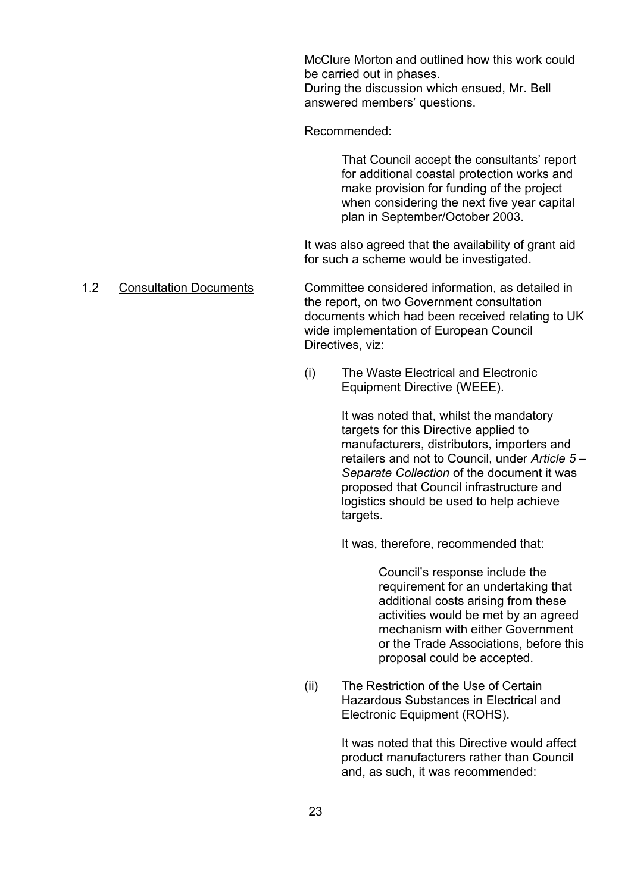McClure Morton and outlined how this work could be carried out in phases.
During the discussion which ensued, Mr. Bell answered members' questions.

Recommended:

> That Council accept the consultants' report for additional coastal protection works and make provision for funding of the project when considering the next five year capital plan in September/October 2003.

It was also agreed that the availability of grant aid for such a scheme would be investigated.

1.2 <u>Consultation Documents</u>

Committee considered information, as detailed in the report, on two Government consultation documents which had been received relating to UK wide implementation of European Council Directives, viz:

(i) The Waste Electrical and Electronic Equipment Directive (WEEE).

It was noted that, whilst the mandatory targets for this Directive applied to manufacturers, distributors, importers and retailers and not to Council, under *Article 5 – Separate Collection* of the document it was proposed that Council infrastructure and logistics should be used to help achieve targets.

It was, therefore, recommended that:

> Council's response include the requirement for an undertaking that additional costs arising from these activities would be met by an agreed mechanism with either Government or the Trade Associations, before this proposal could be accepted.

(ii) The Restriction of the Use of Certain Hazardous Substances in Electrical and Electronic Equipment (ROHS).

It was noted that this Directive would affect product manufacturers rather than Council and, as such, it was recommended: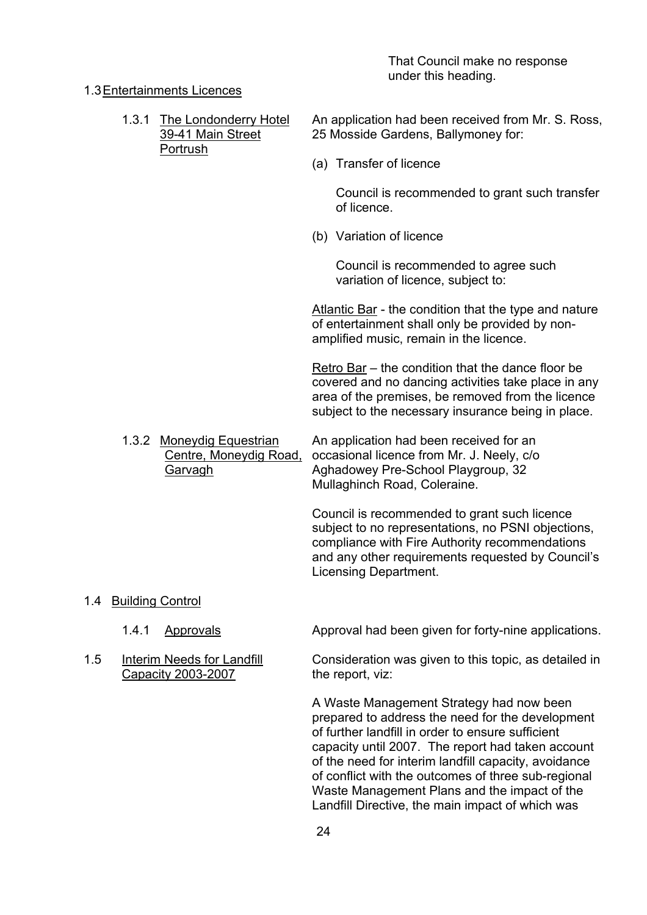That Council make no response under this heading.

1.3 Entertainments Licences

1.3.1 The Londonderry Hotel 39-41 Main Street Portrush

An application had been received from Mr. S. Ross, 25 Mosside Gardens, Ballymoney for:

(a) Transfer of licence

Council is recommended to grant such transfer of licence.

(b) Variation of licence

Council is recommended to agree such variation of licence, subject to:

Atlantic Bar - the condition that the type and nature of entertainment shall only be provided by non-amplified music, remain in the licence.

Retro Bar – the condition that the dance floor be covered and no dancing activities take place in any area of the premises, be removed from the licence subject to the necessary insurance being in place.

1.3.2 Moneydig Equestrian Centre, Moneydig Road, Garvagh

An application had been received for an occasional licence from Mr. J. Neely, c/o Aghadowey Pre-School Playgroup, 32 Mullaghinch Road, Coleraine.

Council is recommended to grant such licence subject to no representations, no PSNI objections, compliance with Fire Authority recommendations and any other requirements requested by Council's Licensing Department.

1.4 Building Control

1.4.1 Approvals

Approval had been given for forty-nine applications.

1.5 Interim Needs for Landfill Capacity 2003-2007

Consideration was given to this topic, as detailed in the report, viz:

A Waste Management Strategy had now been prepared to address the need for the development of further landfill in order to ensure sufficient capacity until 2007. The report had taken account of the need for interim landfill capacity, avoidance of conflict with the outcomes of three sub-regional Waste Management Plans and the impact of the Landfill Directive, the main impact of which was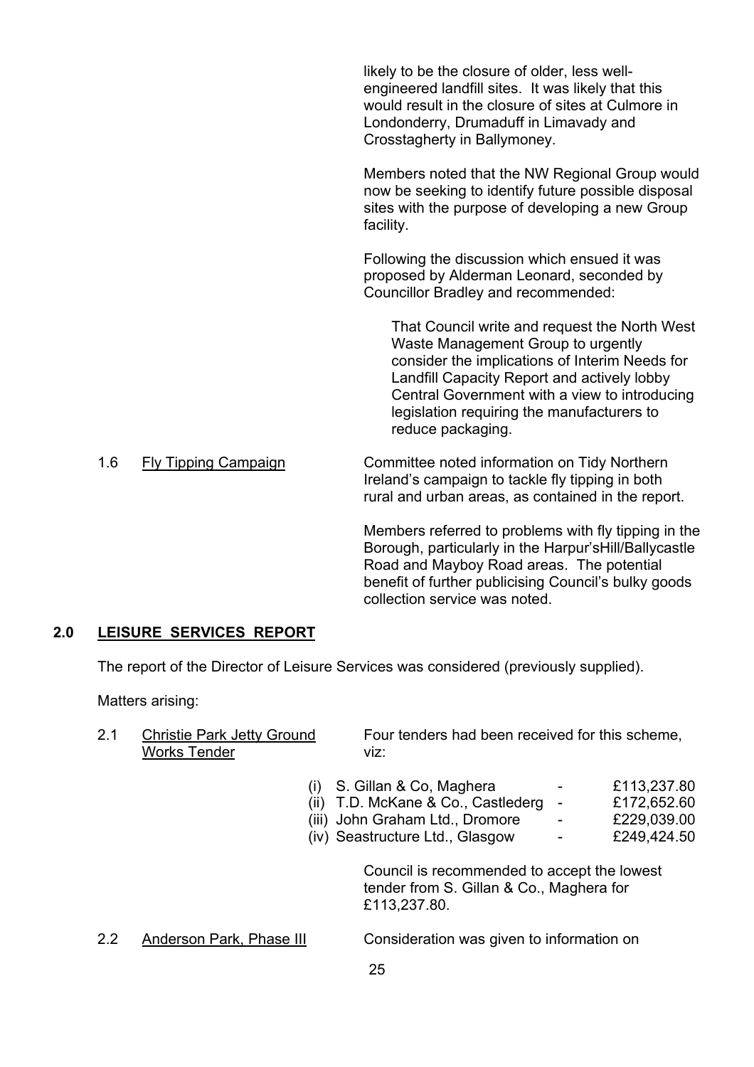likely to be the closure of older, less well-engineered landfill sites. It was likely that this would result in the closure of sites at Culmore in Londonderry, Drumaduff in Limavady and Crosstagherty in Ballymoney.

Members noted that the NW Regional Group would now be seeking to identify future possible disposal sites with the purpose of developing a new Group facility.

Following the discussion which ensued it was proposed by Alderman Leonard, seconded by Councillor Bradley and recommended:

> That Council write and request the North West Waste Management Group to urgently consider the implications of Interim Needs for Landfill Capacity Report and actively lobby Central Government with a view to introducing legislation requiring the manufacturers to reduce packaging.

1.6 Fly Tipping Campaign

Committee noted information on Tidy Northern Ireland's campaign to tackle fly tipping in both rural and urban areas, as contained in the report.

Members referred to problems with fly tipping in the Borough, particularly in the Harpur'sHill/Ballycastle Road and Mayboy Road areas. The potential benefit of further publicising Council's bulky goods collection service was noted.

## 2.0 LEISURE SERVICES REPORT

The report of the Director of Leisure Services was considered (previously supplied).

Matters arising:

2.1 Christie Park Jetty Ground Works Tender

Four tenders had been received for this scheme, viz:

(i) S. Gillan & Co, Maghera - £113,237.80
(ii) T.D. McKane & Co., Castlederg - £172,652.60
(iii) John Graham Ltd., Dromore - £229,039.00
(iv) Seastructure Ltd., Glasgow - £249,424.50

Council is recommended to accept the lowest tender from S. Gillan & Co., Maghera for £113,237.80.

2.2 Anderson Park, Phase III

Consideration was given to information on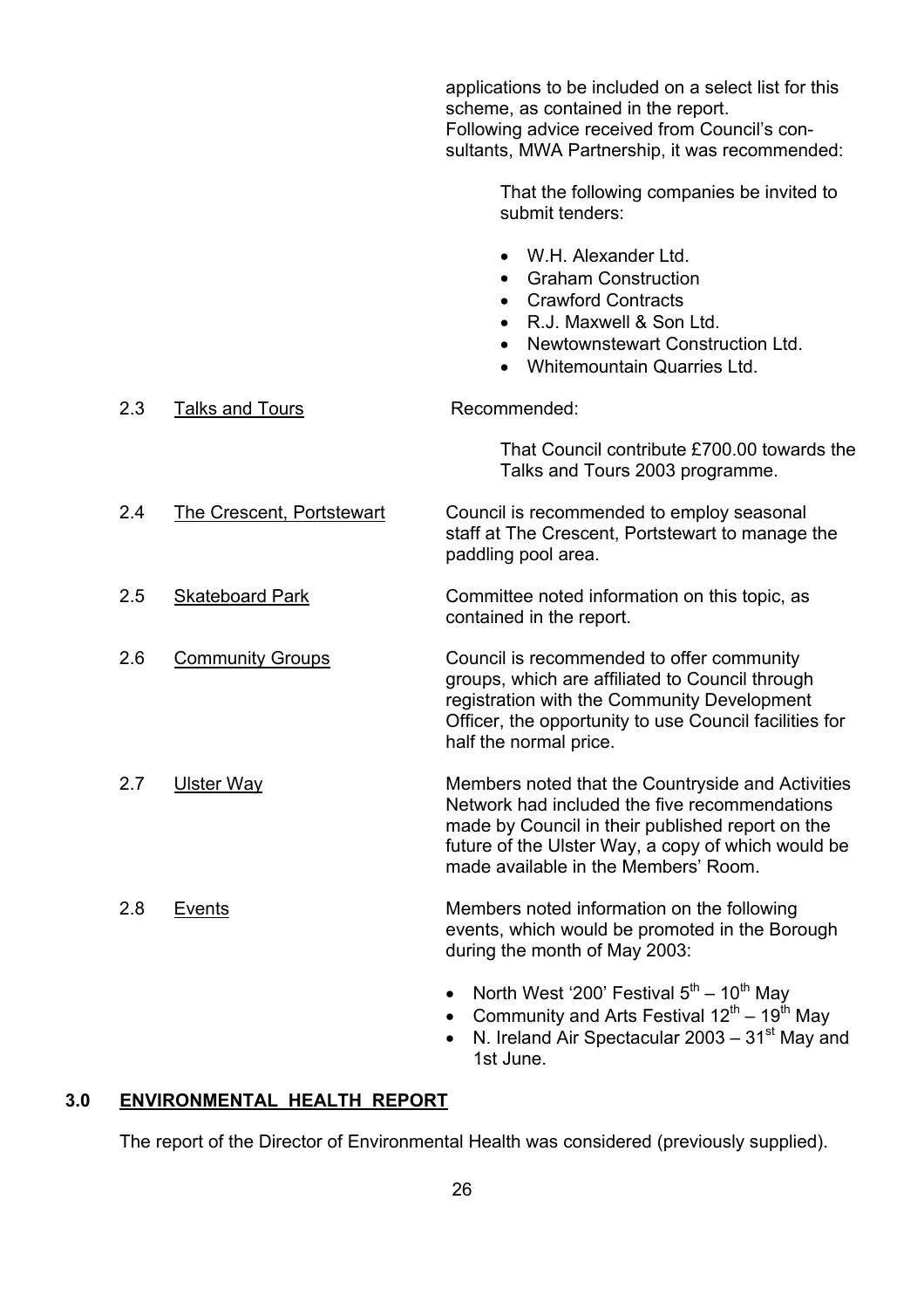applications to be included on a select list for this scheme, as contained in the report.
Following advice received from Council's consultants, MWA Partnership, it was recommended:

> That the following companies be invited to submit tenders:
>
> - W.H. Alexander Ltd.
> - Graham Construction
> - Crawford Contracts
> - R.J. Maxwell & Son Ltd.
> - Newtownstewart Construction Ltd.
> - Whitemountain Quarries Ltd.

2.3 Talks and Tours

Recommended:

> That Council contribute £700.00 towards the Talks and Tours 2003 programme.

2.4 The Crescent, Portstewart

Council is recommended to employ seasonal staff at The Crescent, Portstewart to manage the paddling pool area.

2.5 Skateboard Park

Committee noted information on this topic, as contained in the report.

2.6 Community Groups

Council is recommended to offer community groups, which are affiliated to Council through registration with the Community Development Officer, the opportunity to use Council facilities for half the normal price.

2.7 Ulster Way

Members noted that the Countryside and Activities Network had included the five recommendations made by Council in their published report on the future of the Ulster Way, a copy of which would be made available in the Members' Room.

2.8 Events

Members noted information on the following events, which would be promoted in the Borough during the month of May 2003:

- North West '200' Festival 5th – 10th May
- Community and Arts Festival 12th – 19th May
- N. Ireland Air Spectacular 2003 – 31st May and 1st June.

## 3.0 ENVIRONMENTAL HEALTH REPORT

The report of the Director of Environmental Health was considered (previously supplied).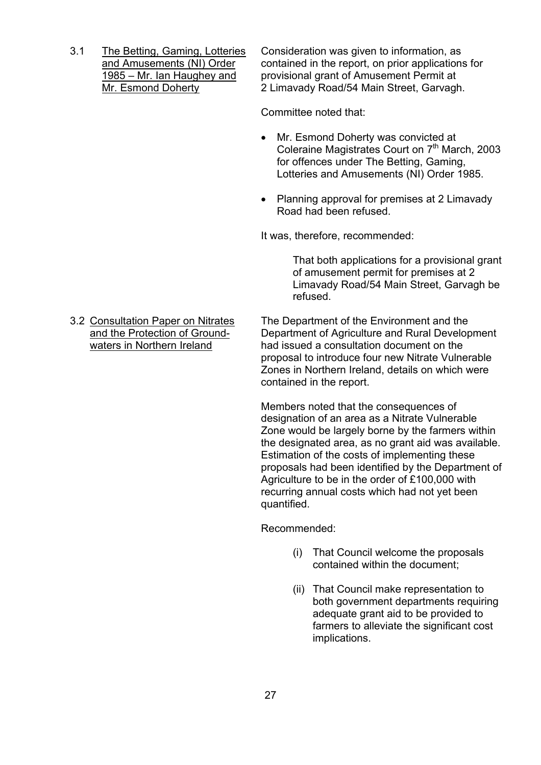3.1 <u>The Betting, Gaming, Lotteries and Amusements (NI) Order 1985 – Mr. Ian Haughey and Mr. Esmond Doherty</u>

Consideration was given to information, as contained in the report, on prior applications for provisional grant of Amusement Permit at 2 Limavady Road/54 Main Street, Garvagh.

Committee noted that:

- Mr. Esmond Doherty was convicted at Coleraine Magistrates Court on 7th March, 2003 for offences under The Betting, Gaming, Lotteries and Amusements (NI) Order 1985.
- Planning approval for premises at 2 Limavady Road had been refused.

It was, therefore, recommended:

> That both applications for a provisional grant of amusement permit for premises at 2 Limavady Road/54 Main Street, Garvagh be refused.

3.2 <u>Consultation Paper on Nitrates and the Protection of Ground-waters in Northern Ireland</u>

The Department of the Environment and the Department of Agriculture and Rural Development had issued a consultation document on the proposal to introduce four new Nitrate Vulnerable Zones in Northern Ireland, details on which were contained in the report.

Members noted that the consequences of designation of an area as a Nitrate Vulnerable Zone would be largely borne by the farmers within the designated area, as no grant aid was available. Estimation of the costs of implementing these proposals had been identified by the Department of Agriculture to be in the order of £100,000 with recurring annual costs which had not yet been quantified.

Recommended:

(i) That Council welcome the proposals contained within the document;

(ii) That Council make representation to both government departments requiring adequate grant aid to be provided to farmers to alleviate the significant cost implications.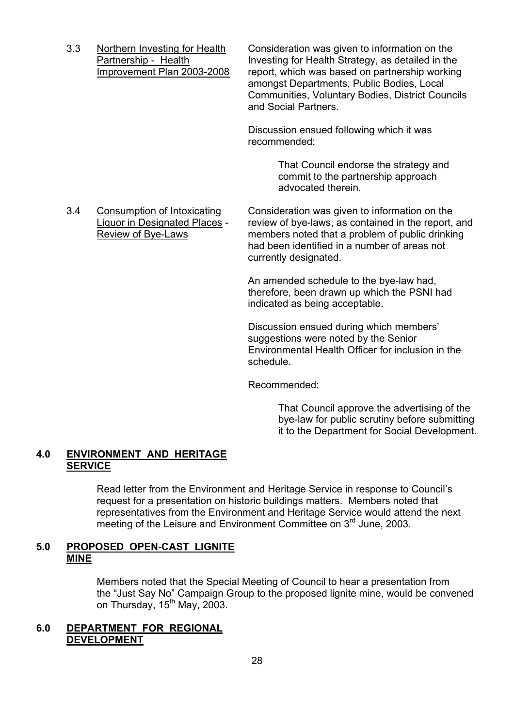3.3 Northern Investing for Health Partnership - Health Improvement Plan 2003-2008

Consideration was given to information on the Investing for Health Strategy, as detailed in the report, which was based on partnership working amongst Departments, Public Bodies, Local Communities, Voluntary Bodies, District Councils and Social Partners.

Discussion ensued following which it was recommended:

> That Council endorse the strategy and commit to the partnership approach advocated therein.

3.4 Consumption of Intoxicating Liquor in Designated Places - Review of Bye-Laws

Consideration was given to information on the review of bye-laws, as contained in the report, and members noted that a problem of public drinking had been identified in a number of areas not currently designated.

An amended schedule to the bye-law had, therefore, been drawn up which the PSNI had indicated as being acceptable.

Discussion ensued during which members' suggestions were noted by the Senior Environmental Health Officer for inclusion in the schedule.

Recommended:

> That Council approve the advertising of the bye-law for public scrutiny before submitting it to the Department for Social Development.

## 4.0 ENVIRONMENT AND HERITAGE SERVICE

Read letter from the Environment and Heritage Service in response to Council's request for a presentation on historic buildings matters. Members noted that representatives from the Environment and Heritage Service would attend the next meeting of the Leisure and Environment Committee on 3rd June, 2003.

## 5.0 PROPOSED OPEN-CAST LIGNITE MINE

Members noted that the Special Meeting of Council to hear a presentation from the "Just Say No" Campaign Group to the proposed lignite mine, would be convened on Thursday, 15th May, 2003.

## 6.0 DEPARTMENT FOR REGIONAL DEVELOPMENT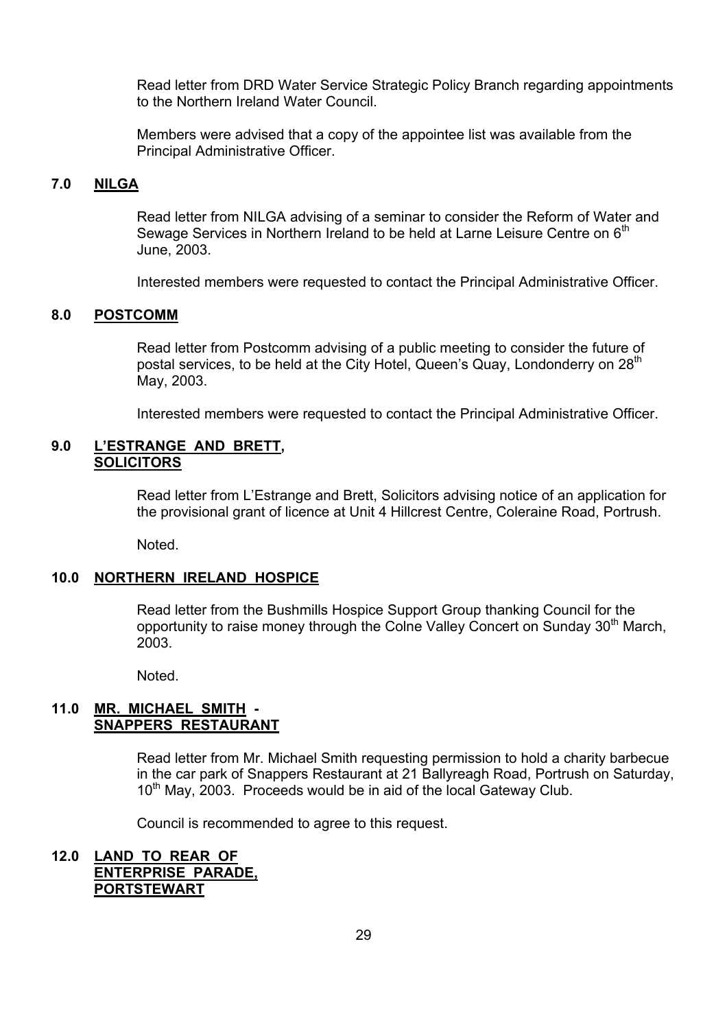Read letter from DRD Water Service Strategic Policy Branch regarding appointments to the Northern Ireland Water Council.

Members were advised that a copy of the appointee list was available from the Principal Administrative Officer.

**7.0 NILGA**

Read letter from NILGA advising of a seminar to consider the Reform of Water and Sewage Services in Northern Ireland to be held at Larne Leisure Centre on 6th June, 2003.

Interested members were requested to contact the Principal Administrative Officer.

**8.0 POSTCOMM**

Read letter from Postcomm advising of a public meeting to consider the future of postal services, to be held at the City Hotel, Queen's Quay, Londonderry on 28th May, 2003.

Interested members were requested to contact the Principal Administrative Officer.

**9.0 L'ESTRANGE AND BRETT, SOLICITORS**

Read letter from L'Estrange and Brett, Solicitors advising notice of an application for the provisional grant of licence at Unit 4 Hillcrest Centre, Coleraine Road, Portrush.

Noted.

**10.0 NORTHERN IRELAND HOSPICE**

Read letter from the Bushmills Hospice Support Group thanking Council for the opportunity to raise money through the Colne Valley Concert on Sunday 30th March, 2003.

Noted.

**11.0 MR. MICHAEL SMITH - SNAPPERS RESTAURANT**

Read letter from Mr. Michael Smith requesting permission to hold a charity barbecue in the car park of Snappers Restaurant at 21 Ballyreagh Road, Portrush on Saturday, 10th May, 2003. Proceeds would be in aid of the local Gateway Club.

Council is recommended to agree to this request.

**12.0 LAND TO REAR OF ENTERPRISE PARADE, PORTSTEWART**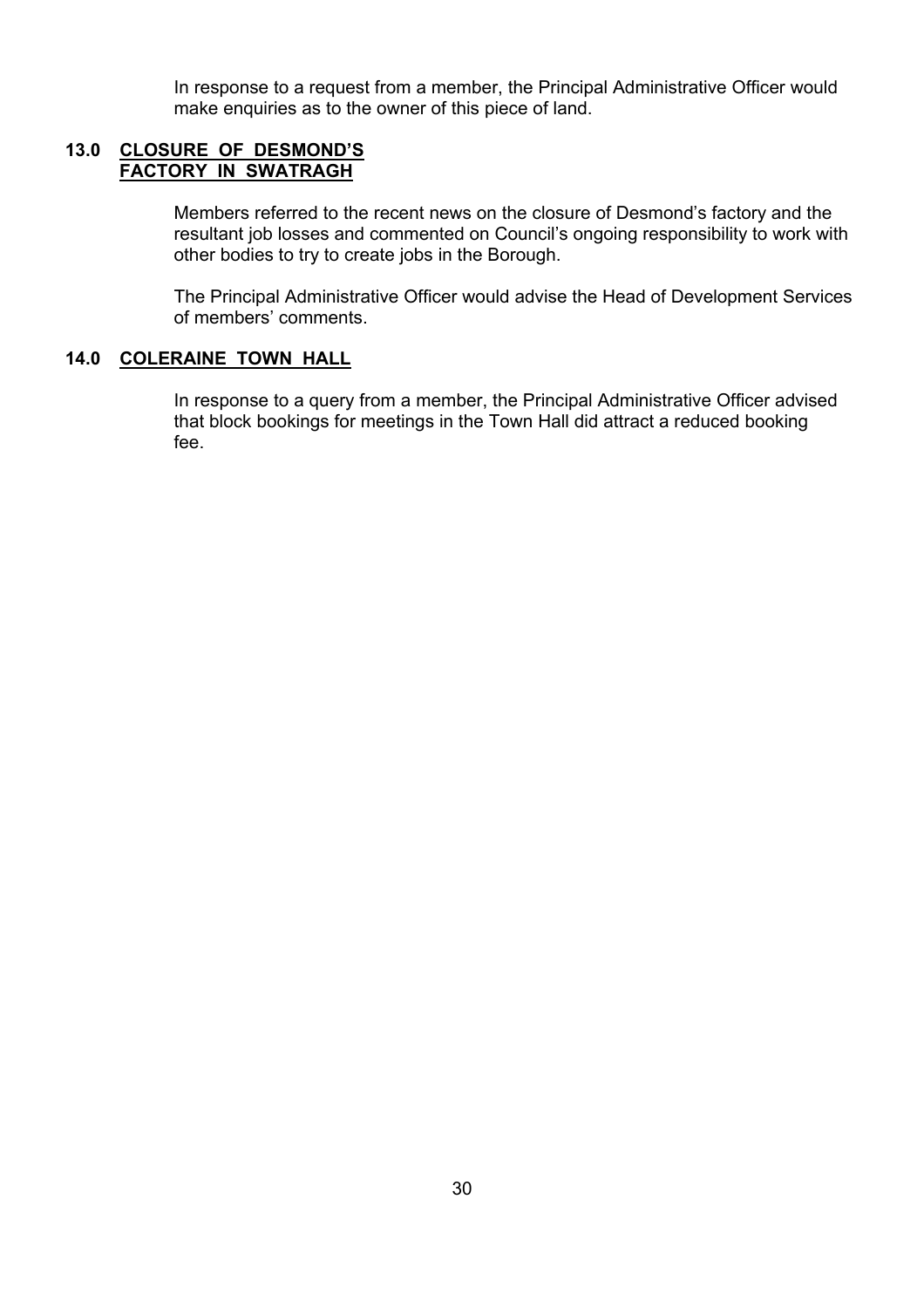In response to a request from a member, the Principal Administrative Officer would make enquiries as to the owner of this piece of land.

## 13.0 CLOSURE OF DESMOND'S FACTORY IN SWATRAGH

Members referred to the recent news on the closure of Desmond's factory and the resultant job losses and commented on Council's ongoing responsibility to work with other bodies to try to create jobs in the Borough.

The Principal Administrative Officer would advise the Head of Development Services of members' comments.

## 14.0 COLERAINE TOWN HALL

In response to a query from a member, the Principal Administrative Officer advised that block bookings for meetings in the Town Hall did attract a reduced booking fee.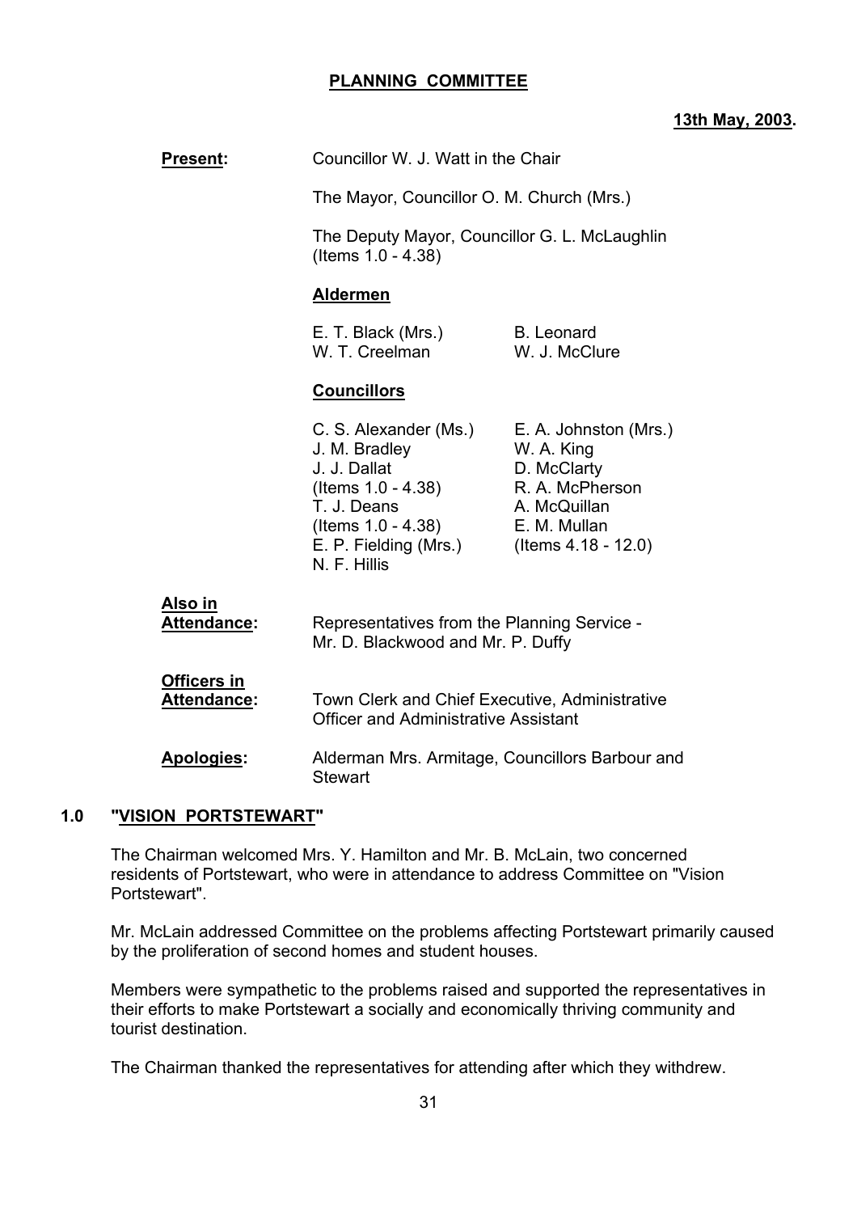**PLANNING COMMITTEE**

**13th May, 2003.**

**Present:** Councillor W. J. Watt in the Chair

The Mayor, Councillor O. M. Church (Mrs.)

The Deputy Mayor, Councillor G. L. McLaughlin (Items 1.0 - 4.38)

**Aldermen**

E. T. Black (Mrs.) B. Leonard
W. T. Creelman W. J. McClure

**Councillors**

| | |
|---|---|
| C. S. Alexander (Ms.) | E. A. Johnston (Mrs.) |
| J. M. Bradley | W. A. King |
| J. J. Dallat (Items 1.0 - 4.38) | D. McClarty |
| T. J. Deans (Items 1.0 - 4.38) | R. A. McPherson |
| E. P. Fielding (Mrs.) | A. McQuillan |
| N. F. Hillis | E. M. Mullan (Items 4.18 - 12.0) |

**Also in Attendance:** Representatives from the Planning Service - Mr. D. Blackwood and Mr. P. Duffy

**Officers in Attendance:** Town Clerk and Chief Executive, Administrative Officer and Administrative Assistant

**Apologies:** Alderman Mrs. Armitage, Councillors Barbour and Stewart

## 1.0 "VISION PORTSTEWART"

The Chairman welcomed Mrs. Y. Hamilton and Mr. B. McLain, two concerned residents of Portstewart, who were in attendance to address Committee on "Vision Portstewart".

Mr. McLain addressed Committee on the problems affecting Portstewart primarily caused by the proliferation of second homes and student houses.

Members were sympathetic to the problems raised and supported the representatives in their efforts to make Portstewart a socially and economically thriving community and tourist destination.

The Chairman thanked the representatives for attending after which they withdrew.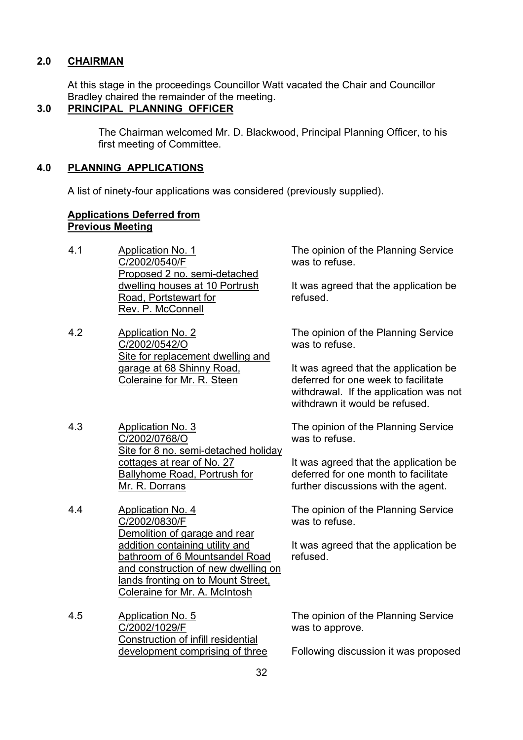## 2.0 CHAIRMAN

At this stage in the proceedings Councillor Watt vacated the Chair and Councillor Bradley chaired the remainder of the meeting.

## 3.0 PRINCIPAL PLANNING OFFICER

The Chairman welcomed Mr. D. Blackwood, Principal Planning Officer, to his first meeting of Committee.

## 4.0 PLANNING APPLICATIONS

A list of ninety-four applications was considered (previously supplied).

**Applications Deferred from Previous Meeting**

4.1 Application No. 1
C/2002/0540/F
Proposed 2 no. semi-detached dwelling houses at 10 Portrush Road, Portstewart for Rev. P. McConnell

The opinion of the Planning Service was to refuse.

It was agreed that the application be refused.

4.2 Application No. 2
C/2002/0542/O
Site for replacement dwelling and garage at 68 Shinny Road, Coleraine for Mr. R. Steen

The opinion of the Planning Service was to refuse.

It was agreed that the application be deferred for one week to facilitate withdrawal. If the application was not withdrawn it would be refused.

4.3 Application No. 3
C/2002/0768/O
Site for 8 no. semi-detached holiday cottages at rear of No. 27 Ballyhome Road, Portrush for Mr. R. Dorrans

The opinion of the Planning Service was to refuse.

It was agreed that the application be deferred for one month to facilitate further discussions with the agent.

4.4 Application No. 4
C/2002/0830/F
Demolition of garage and rear addition containing utility and bathroom of 6 Mountsandel Road and construction of new dwelling on lands fronting on to Mount Street, Coleraine for Mr. A. McIntosh

The opinion of the Planning Service was to refuse.

It was agreed that the application be refused.

4.5 Application No. 5
C/2002/1029/F
Construction of infill residential development comprising of three

The opinion of the Planning Service was to approve.

Following discussion it was proposed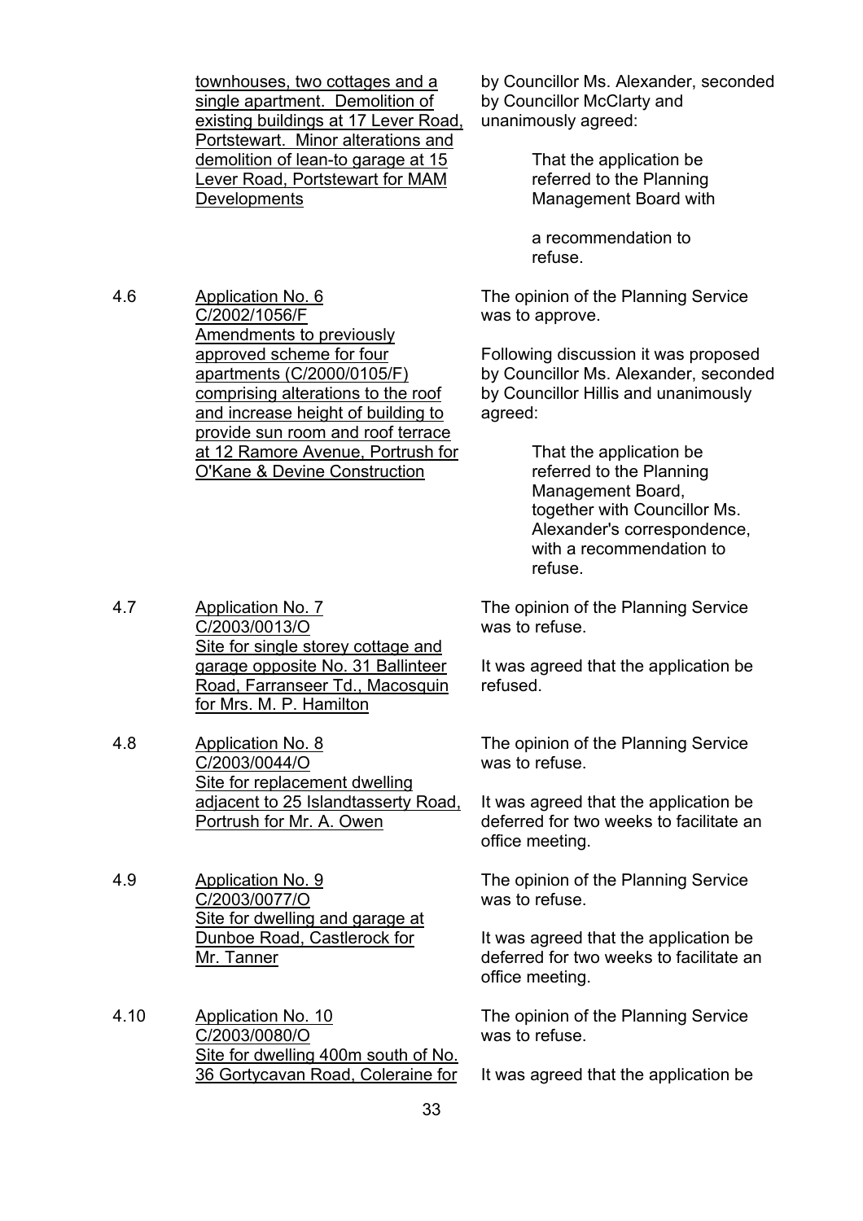| | | |
|---|---|---|
| | townhouses, two cottages and a single apartment. Demolition of existing buildings at 17 Lever Road, Portstewart. Minor alterations and demolition of lean-to garage at 15 Lever Road, Portstewart for MAM Developments | by Councillor Ms. Alexander, seconded by Councillor McClarty and unanimously agreed:<br><br>That the application be referred to the Planning Management Board with<br><br>a recommendation to refuse. |
| 4.6 | Application No. 6<br>C/2002/1056/F<br>Amendments to previously approved scheme for four apartments (C/2000/0105/F) comprising alterations to the roof and increase height of building to provide sun room and roof terrace at 12 Ramore Avenue, Portrush for O'Kane & Devine Construction | The opinion of the Planning Service was to approve.<br><br>Following discussion it was proposed by Councillor Ms. Alexander, seconded by Councillor Hillis and unanimously agreed:<br><br>That the application be referred to the Planning Management Board, together with Councillor Ms. Alexander's correspondence, with a recommendation to refuse. |
| 4.7 | Application No. 7<br>C/2003/0013/O<br>Site for single storey cottage and garage opposite No. 31 Ballinteer Road, Farranseer Td., Macosquin for Mrs. M. P. Hamilton | The opinion of the Planning Service was to refuse.<br><br>It was agreed that the application be refused. |
| 4.8 | Application No. 8<br>C/2003/0044/O<br>Site for replacement dwelling adjacent to 25 Islandtasserty Road, Portrush for Mr. A. Owen | The opinion of the Planning Service was to refuse.<br><br>It was agreed that the application be deferred for two weeks to facilitate an office meeting. |
| 4.9 | Application No. 9<br>C/2003/0077/O<br>Site for dwelling and garage at Dunboe Road, Castlerock for Mr. Tanner | The opinion of the Planning Service was to refuse.<br><br>It was agreed that the application be deferred for two weeks to facilitate an office meeting. |
| 4.10 | Application No. 10<br>C/2003/0080/O<br>Site for dwelling 400m south of No. 36 Gortycavan Road, Coleraine for | The opinion of the Planning Service was to refuse.<br><br>It was agreed that the application be |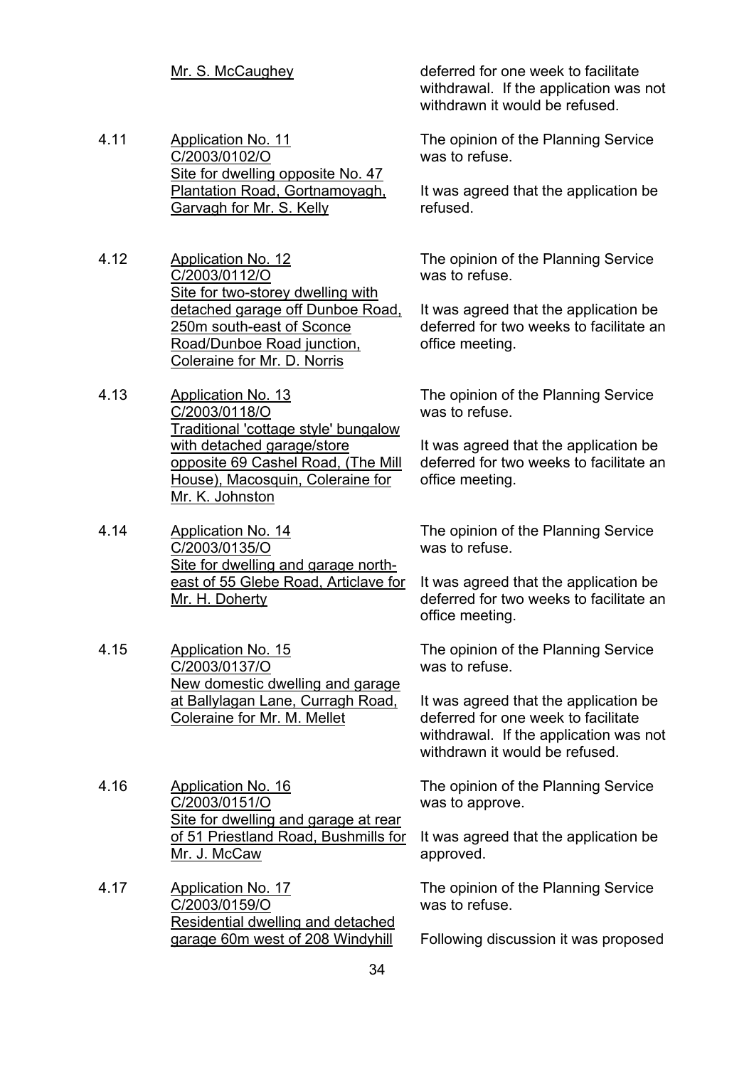| | | |
|---|---|---|
| | Mr. S. McCaughey | deferred for one week to facilitate withdrawal. If the application was not withdrawn it would be refused. |
| 4.11 | Application No. 11<br>C/2003/0102/O<br>Site for dwelling opposite No. 47 Plantation Road, Gortnamoyagh, Garvagh for Mr. S. Kelly | The opinion of the Planning Service was to refuse.<br><br>It was agreed that the application be refused. |
| 4.12 | Application No. 12<br>C/2003/0112/O<br>Site for two-storey dwelling with detached garage off Dunboe Road, 250m south-east of Sconce Road/Dunboe Road junction, Coleraine for Mr. D. Norris | The opinion of the Planning Service was to refuse.<br><br>It was agreed that the application be deferred for two weeks to facilitate an office meeting. |
| 4.13 | Application No. 13<br>C/2003/0118/O<br>Traditional 'cottage style' bungalow with detached garage/store opposite 69 Cashel Road, (The Mill House), Macosquin, Coleraine for Mr. K. Johnston | The opinion of the Planning Service was to refuse.<br><br>It was agreed that the application be deferred for two weeks to facilitate an office meeting. |
| 4.14 | Application No. 14<br>C/2003/0135/O<br>Site for dwelling and garage north-east of 55 Glebe Road, Articlave for Mr. H. Doherty | The opinion of the Planning Service was to refuse.<br><br>It was agreed that the application be deferred for two weeks to facilitate an office meeting. |
| 4.15 | Application No. 15<br>C/2003/0137/O<br>New domestic dwelling and garage at Ballylagan Lane, Curragh Road, Coleraine for Mr. M. Mellet | The opinion of the Planning Service was to refuse.<br><br>It was agreed that the application be deferred for one week to facilitate withdrawal. If the application was not withdrawn it would be refused. |
| 4.16 | Application No. 16<br>C/2003/0151/O<br>Site for dwelling and garage at rear of 51 Priestland Road, Bushmills for Mr. J. McCaw | The opinion of the Planning Service was to approve.<br><br>It was agreed that the application be approved. |
| 4.17 | Application No. 17<br>C/2003/0159/O<br>Residential dwelling and detached garage 60m west of 208 Windyhill | The opinion of the Planning Service was to refuse.<br><br>Following discussion it was proposed |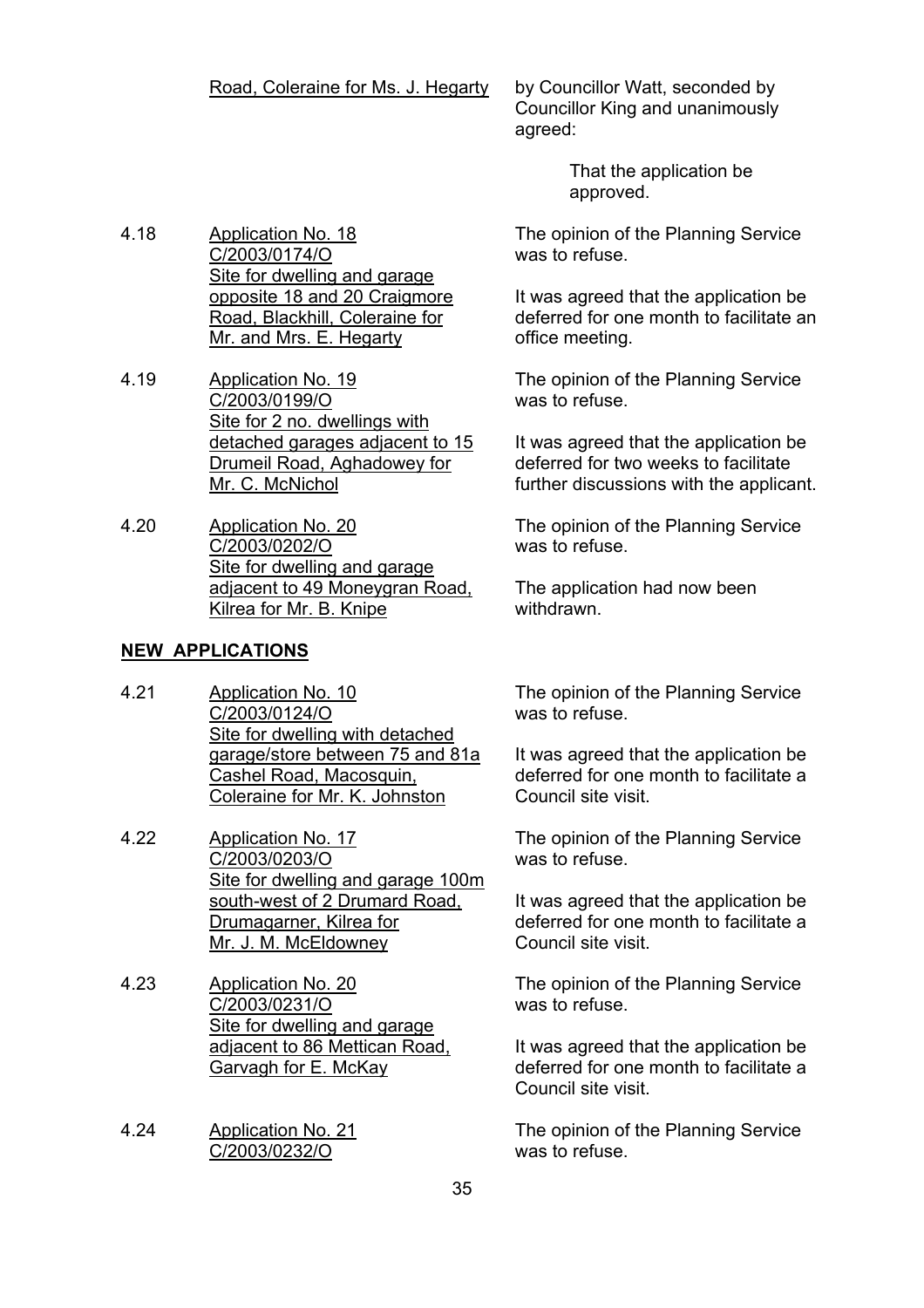Road, Coleraine for Ms. J. Hegarty — by Councillor Watt, seconded by Councillor King and unanimously agreed:

> That the application be approved.

4.18 Application No. 18
C/2003/0174/O
Site for dwelling and garage opposite 18 and 20 Craigmore Road, Blackhill, Coleraine for Mr. and Mrs. E. Hegarty

The opinion of the Planning Service was to refuse.

It was agreed that the application be deferred for one month to facilitate an office meeting.

4.19 Application No. 19
C/2003/0199/O
Site for 2 no. dwellings with detached garages adjacent to 15 Drumeil Road, Aghadowey for Mr. C. McNichol

The opinion of the Planning Service was to refuse.

It was agreed that the application be deferred for two weeks to facilitate further discussions with the applicant.

4.20 Application No. 20
C/2003/0202/O
Site for dwelling and garage adjacent to 49 Moneygran Road, Kilrea for Mr. B. Knipe

The opinion of the Planning Service was to refuse.

The application had now been withdrawn.

**NEW APPLICATIONS**

4.21 Application No. 10
C/2003/0124/O
Site for dwelling with detached garage/store between 75 and 81a Cashel Road, Macosquin, Coleraine for Mr. K. Johnston

The opinion of the Planning Service was to refuse.

It was agreed that the application be deferred for one month to facilitate a Council site visit.

4.22 Application No. 17
C/2003/0203/O
Site for dwelling and garage 100m south-west of 2 Drumard Road, Drumagarner, Kilrea for Mr. J. M. McEldowney

The opinion of the Planning Service was to refuse.

It was agreed that the application be deferred for one month to facilitate a Council site visit.

4.23 Application No. 20
C/2003/0231/O
Site for dwelling and garage adjacent to 86 Mettican Road, Garvagh for E. McKay

The opinion of the Planning Service was to refuse.

It was agreed that the application be deferred for one month to facilitate a Council site visit.

4.24 Application No. 21
C/2003/0232/O

The opinion of the Planning Service was to refuse.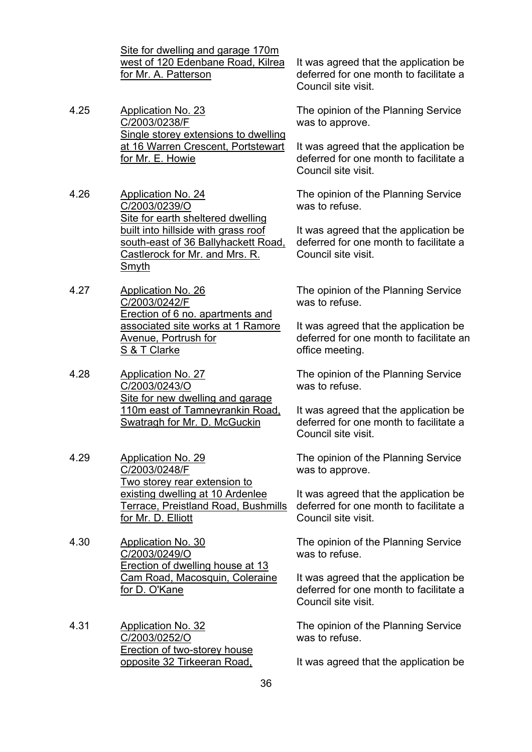| | | |
|---|---|---|
| | Site for dwelling and garage 170m west of 120 Edenbane Road, Kilrea for Mr. A. Patterson | It was agreed that the application be deferred for one month to facilitate a Council site visit. |
| 4.25 | Application No. 23<br>C/2003/0238/F<br>Single storey extensions to dwelling at 16 Warren Crescent, Portstewart for Mr. E. Howie | The opinion of the Planning Service was to approve.<br><br>It was agreed that the application be deferred for one month to facilitate a Council site visit. |
| 4.26 | Application No. 24<br>C/2003/0239/O<br>Site for earth sheltered dwelling built into hillside with grass roof south-east of 36 Ballyhackett Road, Castlerock for Mr. and Mrs. R. Smyth | The opinion of the Planning Service was to refuse.<br><br>It was agreed that the application be deferred for one month to facilitate a Council site visit. |
| 4.27 | Application No. 26<br>C/2003/0242/F<br>Erection of 6 no. apartments and associated site works at 1 Ramore Avenue, Portrush for S & T Clarke | The opinion of the Planning Service was to refuse.<br><br>It was agreed that the application be deferred for one month to facilitate an office meeting. |
| 4.28 | Application No. 27<br>C/2003/0243/O<br>Site for new dwelling and garage 110m east of Tamneyrankin Road, Swatragh for Mr. D. McGuckin | The opinion of the Planning Service was to refuse.<br><br>It was agreed that the application be deferred for one month to facilitate a Council site visit. |
| 4.29 | Application No. 29<br>C/2003/0248/F<br>Two storey rear extension to existing dwelling at 10 Ardenlee Terrace, Preistland Road, Bushmills for Mr. D. Elliott | The opinion of the Planning Service was to approve.<br><br>It was agreed that the application be deferred for one month to facilitate a Council site visit. |
| 4.30 | Application No. 30<br>C/2003/0249/O<br>Erection of dwelling house at 13 Cam Road, Macosquin, Coleraine for D. O'Kane | The opinion of the Planning Service was to refuse.<br><br>It was agreed that the application be deferred for one month to facilitate a Council site visit. |
| 4.31 | Application No. 32<br>C/2003/0252/O<br>Erection of two-storey house opposite 32 Tirkeeran Road, | The opinion of the Planning Service was to refuse.<br><br>It was agreed that the application be |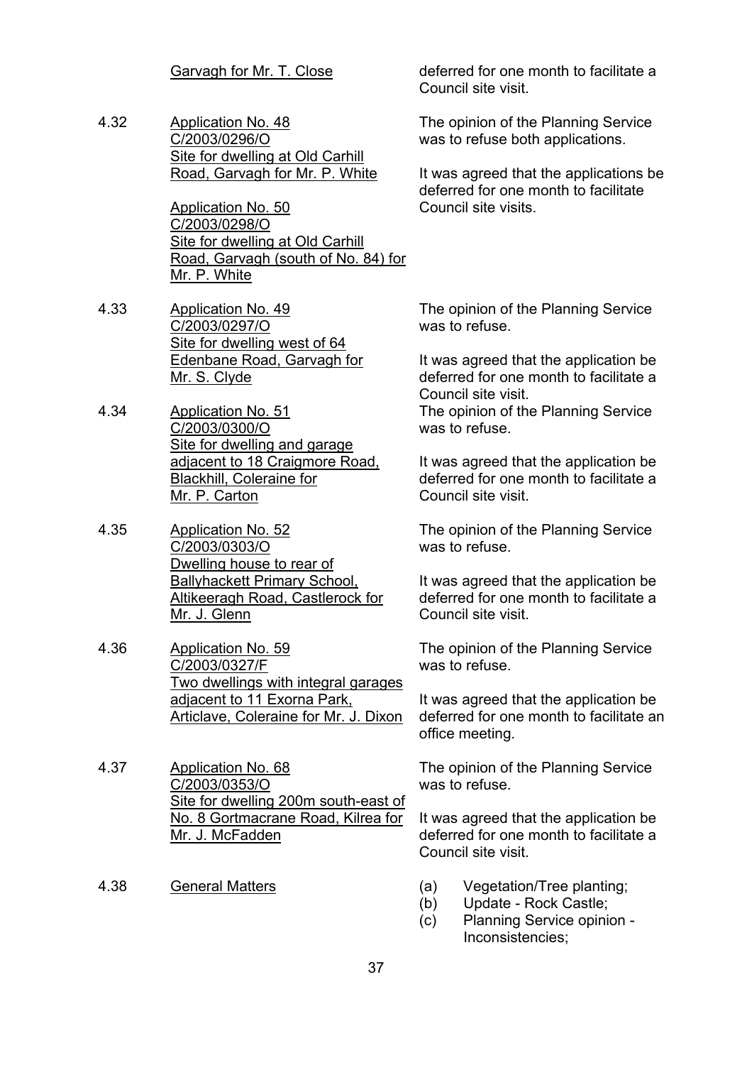| | | |
|---|---|---|
| | Garvagh for Mr. T. Close | deferred for one month to facilitate a Council site visit. |
| 4.32 | Application No. 48<br>C/2003/0296/O<br>Site for dwelling at Old Carhill Road, Garvagh for Mr. P. White<br><br>Application No. 50<br>C/2003/0298/O<br>Site for dwelling at Old Carhill Road, Garvagh (south of No. 84) for Mr. P. White | The opinion of the Planning Service was to refuse both applications.<br><br>It was agreed that the applications be deferred for one month to facilitate Council site visits. |
| 4.33 | Application No. 49<br>C/2003/0297/O<br>Site for dwelling west of 64 Edenbane Road, Garvagh for Mr. S. Clyde | The opinion of the Planning Service was to refuse.<br><br>It was agreed that the application be deferred for one month to facilitate a Council site visit. |
| 4.34 | Application No. 51<br>C/2003/0300/O<br>Site for dwelling and garage adjacent to 18 Craigmore Road, Blackhill, Coleraine for Mr. P. Carton | The opinion of the Planning Service was to refuse.<br><br>It was agreed that the application be deferred for one month to facilitate a Council site visit. |
| 4.35 | Application No. 52<br>C/2003/0303/O<br>Dwelling house to rear of Ballyhackett Primary School, Altikeeragh Road, Castlerock for Mr. J. Glenn | The opinion of the Planning Service was to refuse.<br><br>It was agreed that the application be deferred for one month to facilitate a Council site visit. |
| 4.36 | Application No. 59<br>C/2003/0327/F<br>Two dwellings with integral garages adjacent to 11 Exorna Park, Articlave, Coleraine for Mr. J. Dixon | The opinion of the Planning Service was to refuse.<br><br>It was agreed that the application be deferred for one month to facilitate an office meeting. |
| 4.37 | Application No. 68<br>C/2003/0353/O<br>Site for dwelling 200m south-east of No. 8 Gortmacrane Road, Kilrea for Mr. J. McFadden | The opinion of the Planning Service was to refuse.<br><br>It was agreed that the application be deferred for one month to facilitate a Council site visit. |
| 4.38 | General Matters | (a) Vegetation/Tree planting;<br>(b) Update - Rock Castle;<br>(c) Planning Service opinion - Inconsistencies; |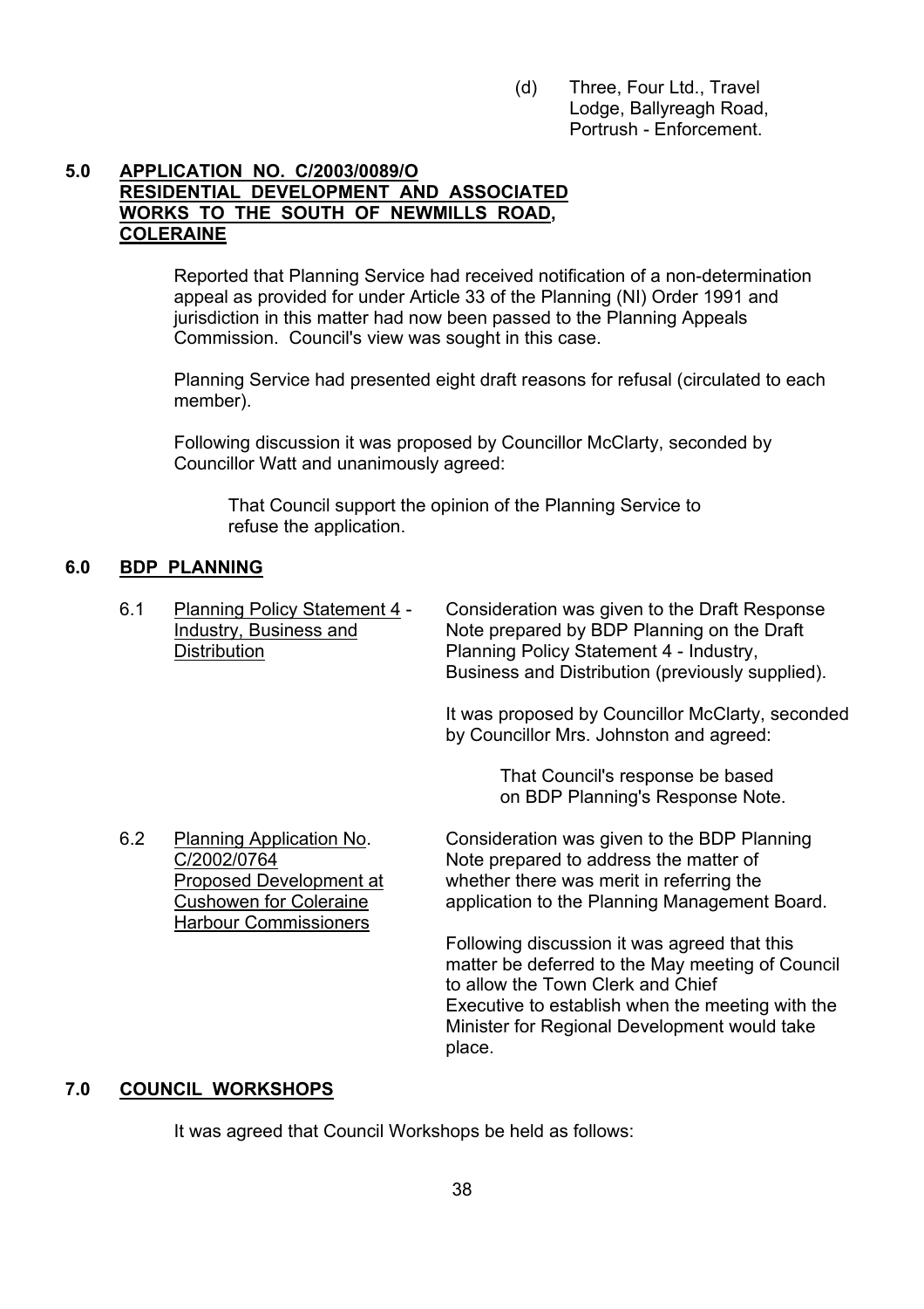(d) Three, Four Ltd., Travel Lodge, Ballyreagh Road, Portrush - Enforcement.

## 5.0 APPLICATION NO. C/2003/0089/O RESIDENTIAL DEVELOPMENT AND ASSOCIATED WORKS TO THE SOUTH OF NEWMILLS ROAD, COLERAINE

Reported that Planning Service had received notification of a non-determination appeal as provided for under Article 33 of the Planning (NI) Order 1991 and jurisdiction in this matter had now been passed to the Planning Appeals Commission. Council's view was sought in this case.

Planning Service had presented eight draft reasons for refusal (circulated to each member).

Following discussion it was proposed by Councillor McClarty, seconded by Councillor Watt and unanimously agreed:

> That Council support the opinion of the Planning Service to refuse the application.

## 6.0 BDP PLANNING

6.1 Planning Policy Statement 4 - Industry, Business and Distribution

Consideration was given to the Draft Response Note prepared by BDP Planning on the Draft Planning Policy Statement 4 - Industry, Business and Distribution (previously supplied).

It was proposed by Councillor McClarty, seconded by Councillor Mrs. Johnston and agreed:

> That Council's response be based on BDP Planning's Response Note.

6.2 Planning Application No. C/2002/0764 Proposed Development at Cushowen for Coleraine Harbour Commissioners

Consideration was given to the BDP Planning Note prepared to address the matter of whether there was merit in referring the application to the Planning Management Board.

Following discussion it was agreed that this matter be deferred to the May meeting of Council to allow the Town Clerk and Chief Executive to establish when the meeting with the Minister for Regional Development would take place.

## 7.0 COUNCIL WORKSHOPS

It was agreed that Council Workshops be held as follows: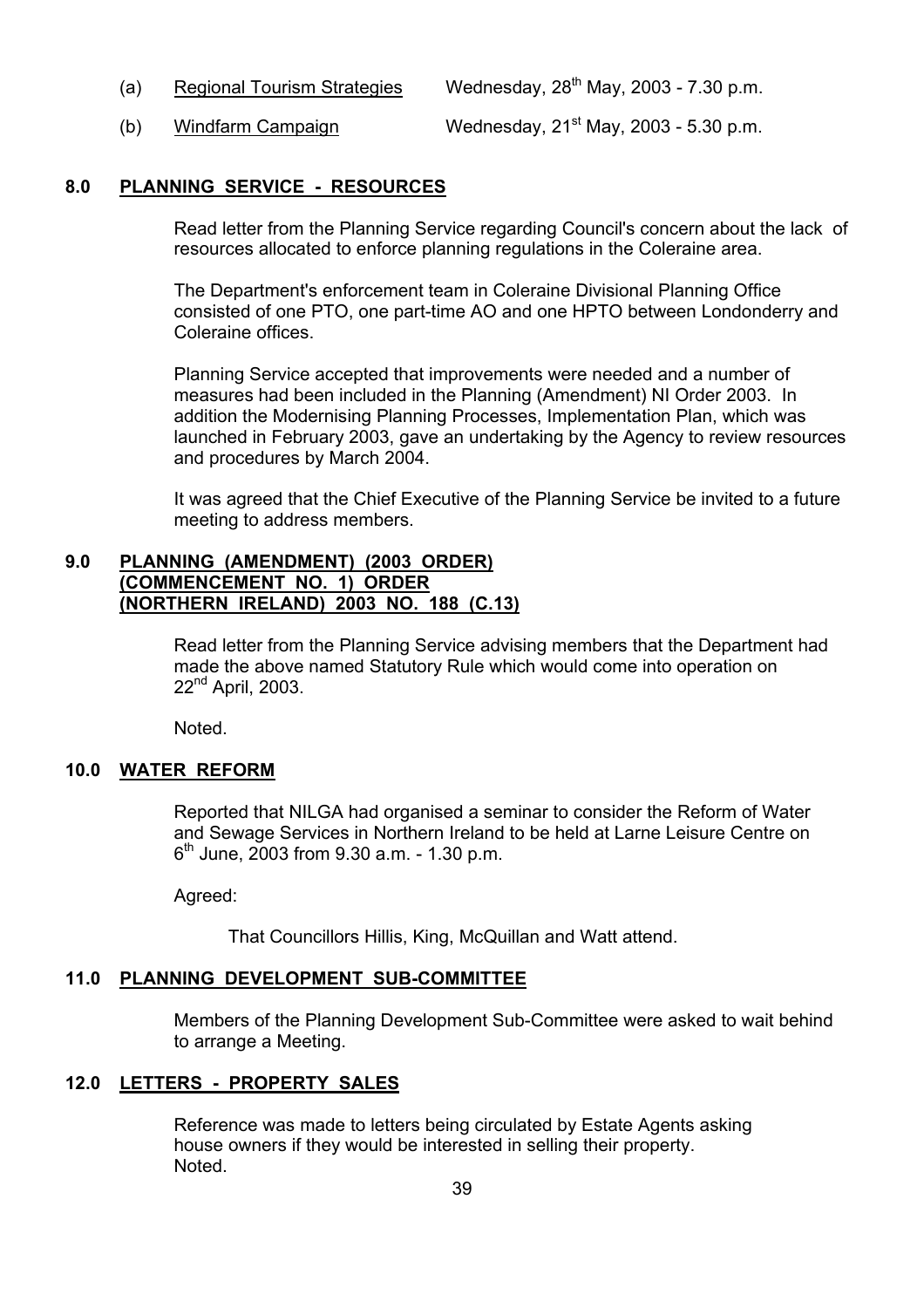(a) Regional Tourism Strategies Wednesday, 28th May, 2003 - 7.30 p.m.

(b) Windfarm Campaign Wednesday, 21st May, 2003 - 5.30 p.m.

## 8.0 PLANNING SERVICE - RESOURCES

Read letter from the Planning Service regarding Council's concern about the lack of resources allocated to enforce planning regulations in the Coleraine area.

The Department's enforcement team in Coleraine Divisional Planning Office consisted of one PTO, one part-time AO and one HPTO between Londonderry and Coleraine offices.

Planning Service accepted that improvements were needed and a number of measures had been included in the Planning (Amendment) NI Order 2003. In addition the Modernising Planning Processes, Implementation Plan, which was launched in February 2003, gave an undertaking by the Agency to review resources and procedures by March 2004.

It was agreed that the Chief Executive of the Planning Service be invited to a future meeting to address members.

## 9.0 PLANNING (AMENDMENT) (2003 ORDER) (COMMENCEMENT NO. 1) ORDER (NORTHERN IRELAND) 2003 NO. 188 (C.13)

Read letter from the Planning Service advising members that the Department had made the above named Statutory Rule which would come into operation on 22nd April, 2003.

Noted.

## 10.0 WATER REFORM

Reported that NILGA had organised a seminar to consider the Reform of Water and Sewage Services in Northern Ireland to be held at Larne Leisure Centre on 6th June, 2003 from 9.30 a.m. - 1.30 p.m.

Agreed:

That Councillors Hillis, King, McQuillan and Watt attend.

## 11.0 PLANNING DEVELOPMENT SUB-COMMITTEE

Members of the Planning Development Sub-Committee were asked to wait behind to arrange a Meeting.

## 12.0 LETTERS - PROPERTY SALES

Reference was made to letters being circulated by Estate Agents asking house owners if they would be interested in selling their property.
Noted.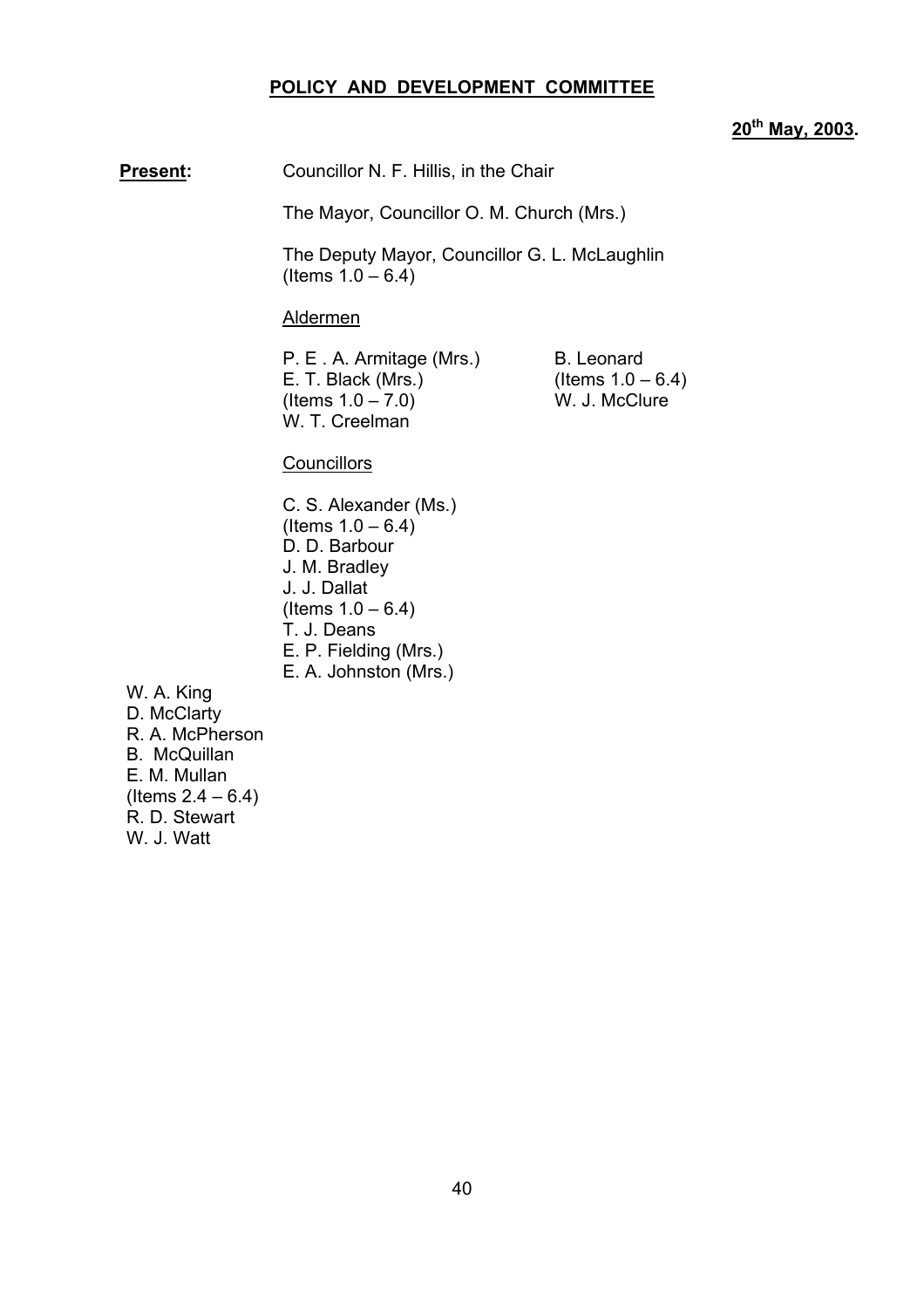# POLICY AND DEVELOPMENT COMMITTEE

**20th May, 2003.**

**Present:** Councillor N. F. Hillis, in the Chair

The Mayor, Councillor O. M. Church (Mrs.)

The Deputy Mayor, Councillor G. L. McLaughlin (Items 1.0 – 6.4)

Aldermen

P. E . A. Armitage (Mrs.)
E. T. Black (Mrs.) (Items 1.0 – 7.0)
W. T. Creelman
B. Leonard (Items 1.0 – 6.4)
W. J. McClure

Councillors

C. S. Alexander (Ms.) (Items 1.0 – 6.4)
D. D. Barbour
J. M. Bradley
J. J. Dallat (Items 1.0 – 6.4)
T. J. Deans
E. P. Fielding (Mrs.)
E. A. Johnston (Mrs.)
W. A. King
D. McClarty
R. A. McPherson
B. McQuillan
E. M. Mullan (Items 2.4 – 6.4)
R. D. Stewart
W. J. Watt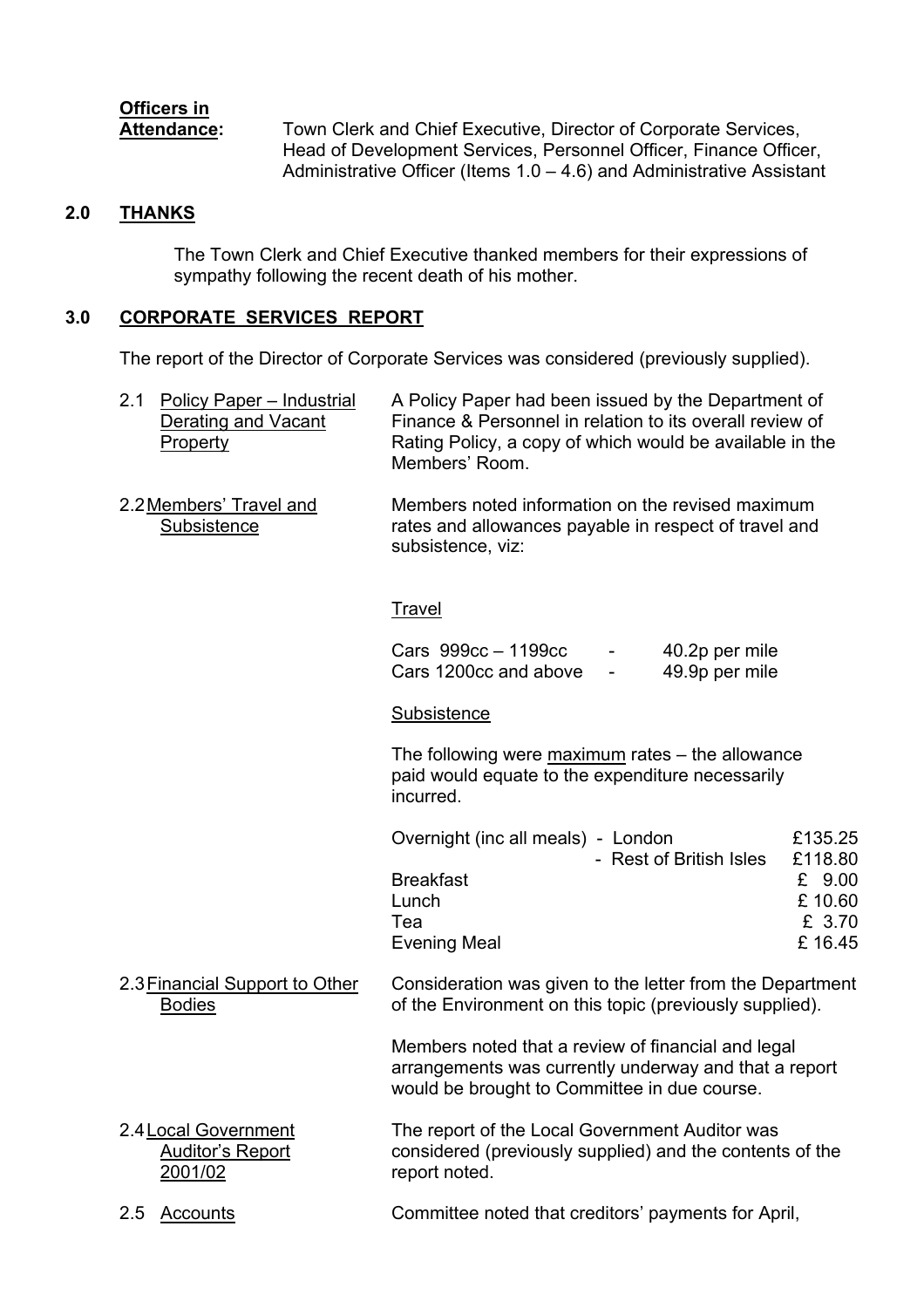**Officers in Attendance:** Town Clerk and Chief Executive, Director of Corporate Services, Head of Development Services, Personnel Officer, Finance Officer, Administrative Officer (Items 1.0 – 4.6) and Administrative Assistant

## 2.0 THANKS

The Town Clerk and Chief Executive thanked members for their expressions of sympathy following the recent death of his mother.

## 3.0 CORPORATE SERVICES REPORT

The report of the Director of Corporate Services was considered (previously supplied).

2.1 Policy Paper – Industrial Derating and Vacant Property

A Policy Paper had been issued by the Department of Finance & Personnel in relation to its overall review of Rating Policy, a copy of which would be available in the Members' Room.

2.2 Members' Travel and Subsistence

Members noted information on the revised maximum rates and allowances payable in respect of travel and subsistence, viz:

Travel

| | | |
|---|---|---|
| Cars 999cc – 1199cc | - | 40.2p per mile |
| Cars 1200cc and above | - | 49.9p per mile |

Subsistence

The following were maximum rates – the allowance paid would equate to the expenditure necessarily incurred.

| | | |
|---|---|---|
| Overnight (inc all meals) | - London | £135.25 |
| | - Rest of British Isles | £118.80 |
| Breakfast | | £ 9.00 |
| Lunch | | £ 10.60 |
| Tea | | £ 3.70 |
| Evening Meal | | £ 16.45 |

2.3 Financial Support to Other Bodies

Consideration was given to the letter from the Department of the Environment on this topic (previously supplied).

Members noted that a review of financial and legal arrangements was currently underway and that a report would be brought to Committee in due course.

2.4 Local Government Auditor's Report 2001/02

The report of the Local Government Auditor was considered (previously supplied) and the contents of the report noted.

2.5 Accounts

Committee noted that creditors' payments for April,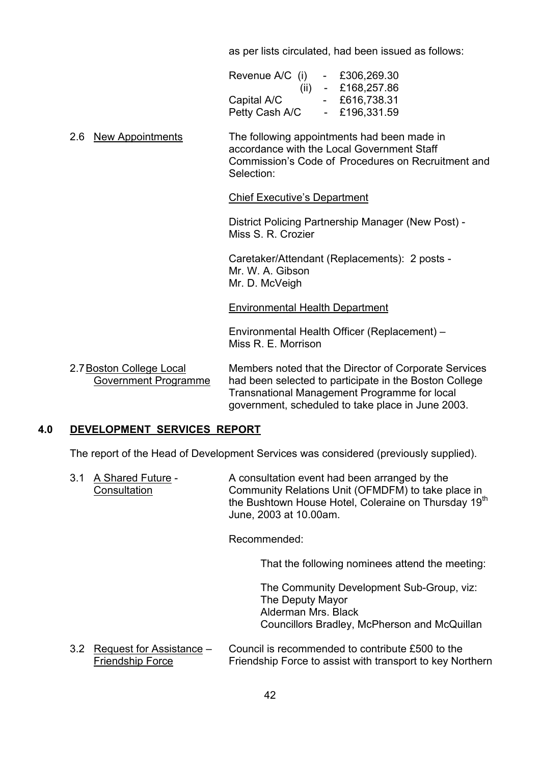as per lists circulated, had been issued as follows:

| | | |
|---|---|---|
| Revenue A/C (i) | - | £306,269.30 |
| (ii) | - | £168,257.86 |
| Capital A/C | - | £616,738.31 |
| Petty Cash A/C | - | £196,331.59 |

2.6 New Appointments

The following appointments had been made in accordance with the Local Government Staff Commission's Code of Procedures on Recruitment and Selection:

Chief Executive's Department

District Policing Partnership Manager (New Post) - Miss S. R. Crozier

Caretaker/Attendant (Replacements): 2 posts -
Mr. W. A. Gibson
Mr. D. McVeigh

Environmental Health Department

Environmental Health Officer (Replacement) – Miss R. E. Morrison

2.7 Boston College Local Government Programme

Members noted that the Director of Corporate Services had been selected to participate in the Boston College Transnational Management Programme for local government, scheduled to take place in June 2003.

## 4.0 DEVELOPMENT SERVICES REPORT

The report of the Head of Development Services was considered (previously supplied).

3.1 A Shared Future - Consultation

A consultation event had been arranged by the Community Relations Unit (OFMDFM) to take place in the Bushtown House Hotel, Coleraine on Thursday 19th June, 2003 at 10.00am.

Recommended:

That the following nominees attend the meeting:

The Community Development Sub-Group, viz:
The Deputy Mayor
Alderman Mrs. Black
Councillors Bradley, McPherson and McQuillan

3.2 Request for Assistance – Friendship Force

Council is recommended to contribute £500 to the Friendship Force to assist with transport to key Northern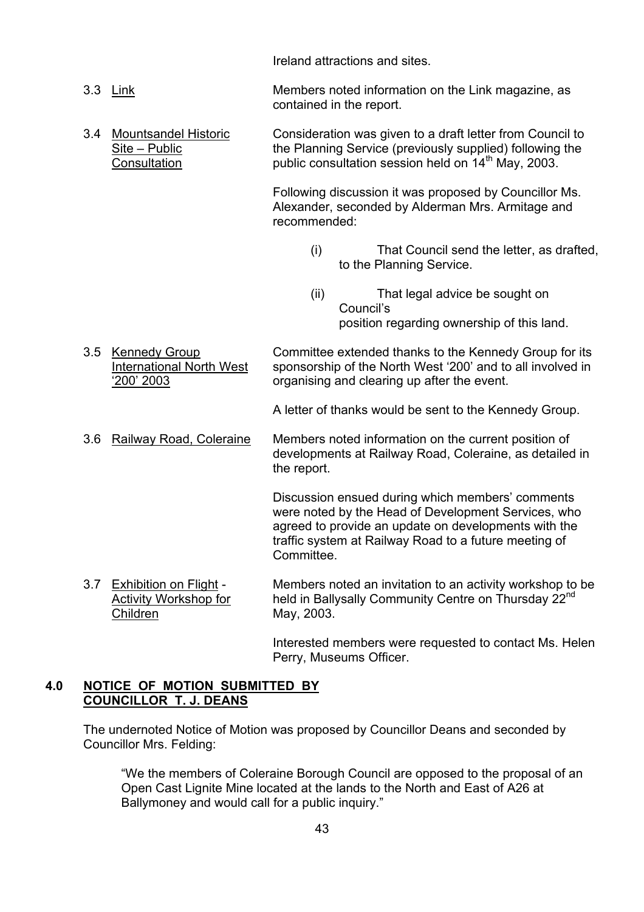Ireland attractions and sites.

3.3 Link

Members noted information on the Link magazine, as contained in the report.

3.4 Mountsandel Historic Site – Public Consultation

Consideration was given to a draft letter from Council to the Planning Service (previously supplied) following the public consultation session held on 14th May, 2003.

Following discussion it was proposed by Councillor Ms. Alexander, seconded by Alderman Mrs. Armitage and recommended:

(i) That Council send the letter, as drafted, to the Planning Service.

(ii) That legal advice be sought on Council's position regarding ownership of this land.

3.5 Kennedy Group International North West '200' 2003

Committee extended thanks to the Kennedy Group for its sponsorship of the North West '200' and to all involved in organising and clearing up after the event.

A letter of thanks would be sent to the Kennedy Group.

3.6 Railway Road, Coleraine

Members noted information on the current position of developments at Railway Road, Coleraine, as detailed in the report.

Discussion ensued during which members' comments were noted by the Head of Development Services, who agreed to provide an update on developments with the traffic system at Railway Road to a future meeting of Committee.

3.7 Exhibition on Flight - Activity Workshop for Children

Members noted an invitation to an activity workshop to be held in Ballysally Community Centre on Thursday 22nd May, 2003.

Interested members were requested to contact Ms. Helen Perry, Museums Officer.

## 4.0 NOTICE OF MOTION SUBMITTED BY COUNCILLOR T. J. DEANS

The undernoted Notice of Motion was proposed by Councillor Deans and seconded by Councillor Mrs. Felding:

> "We the members of Coleraine Borough Council are opposed to the proposal of an Open Cast Lignite Mine located at the lands to the North and East of A26 at Ballymoney and would call for a public inquiry."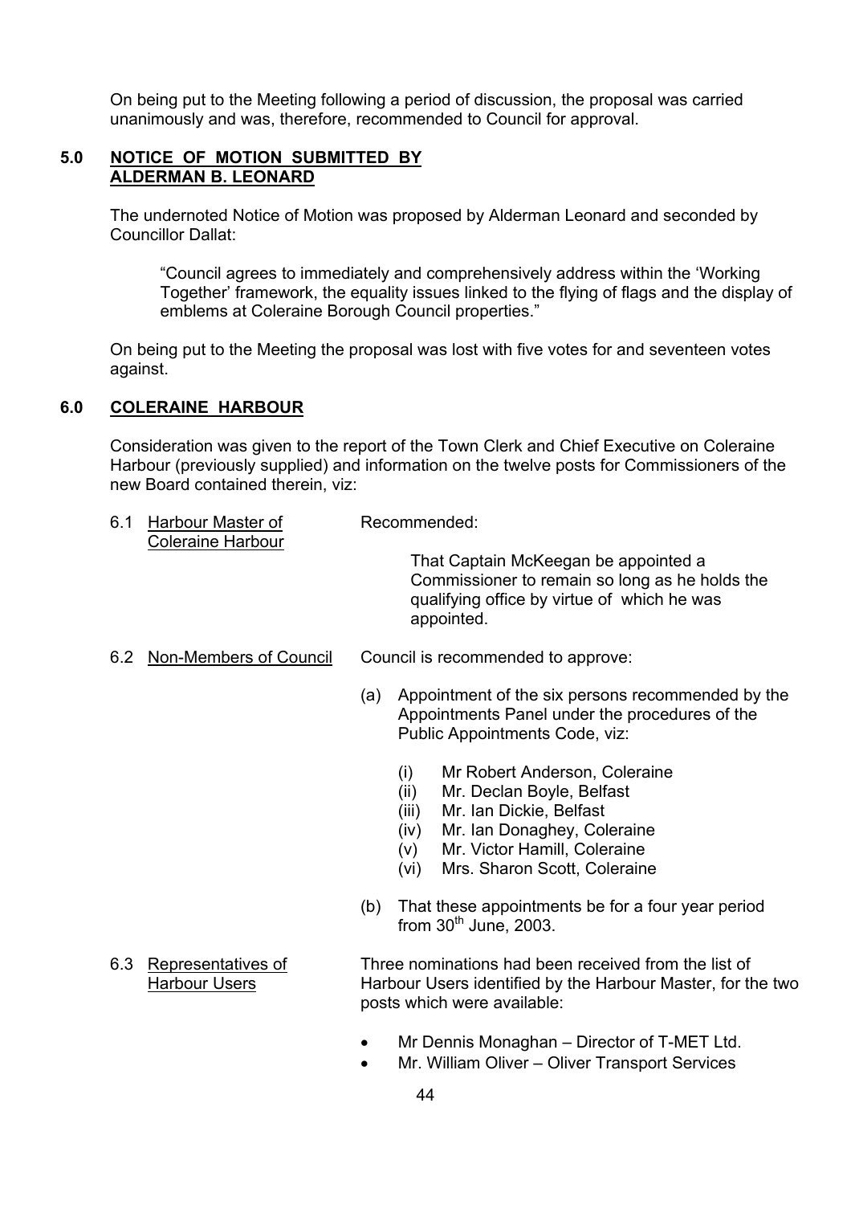On being put to the Meeting following a period of discussion, the proposal was carried unanimously and was, therefore, recommended to Council for approval.

## 5.0 NOTICE OF MOTION SUBMITTED BY ALDERMAN B. LEONARD

The undernoted Notice of Motion was proposed by Alderman Leonard and seconded by Councillor Dallat:

> "Council agrees to immediately and comprehensively address within the 'Working Together' framework, the equality issues linked to the flying of flags and the display of emblems at Coleraine Borough Council properties."

On being put to the Meeting the proposal was lost with five votes for and seventeen votes against.

## 6.0 COLERAINE HARBOUR

Consideration was given to the report of the Town Clerk and Chief Executive on Coleraine Harbour (previously supplied) and information on the twelve posts for Commissioners of the new Board contained therein, viz:

6.1 Harbour Master of Coleraine Harbour

Recommended:

That Captain McKeegan be appointed a Commissioner to remain so long as he holds the qualifying office by virtue of which he was appointed.

6.2 Non-Members of Council

Council is recommended to approve:

(a) Appointment of the six persons recommended by the Appointments Panel under the procedures of the Public Appointments Code, viz:

- (i) Mr Robert Anderson, Coleraine
- (ii) Mr. Declan Boyle, Belfast
- (iii) Mr. Ian Dickie, Belfast
- (iv) Mr. Ian Donaghey, Coleraine
- (v) Mr. Victor Hamill, Coleraine
- (vi) Mrs. Sharon Scott, Coleraine

(b) That these appointments be for a four year period from 30th June, 2003.

6.3 Representatives of Harbour Users

Three nominations had been received from the list of Harbour Users identified by the Harbour Master, for the two posts which were available:

- Mr Dennis Monaghan – Director of T-MET Ltd.
- Mr. William Oliver – Oliver Transport Services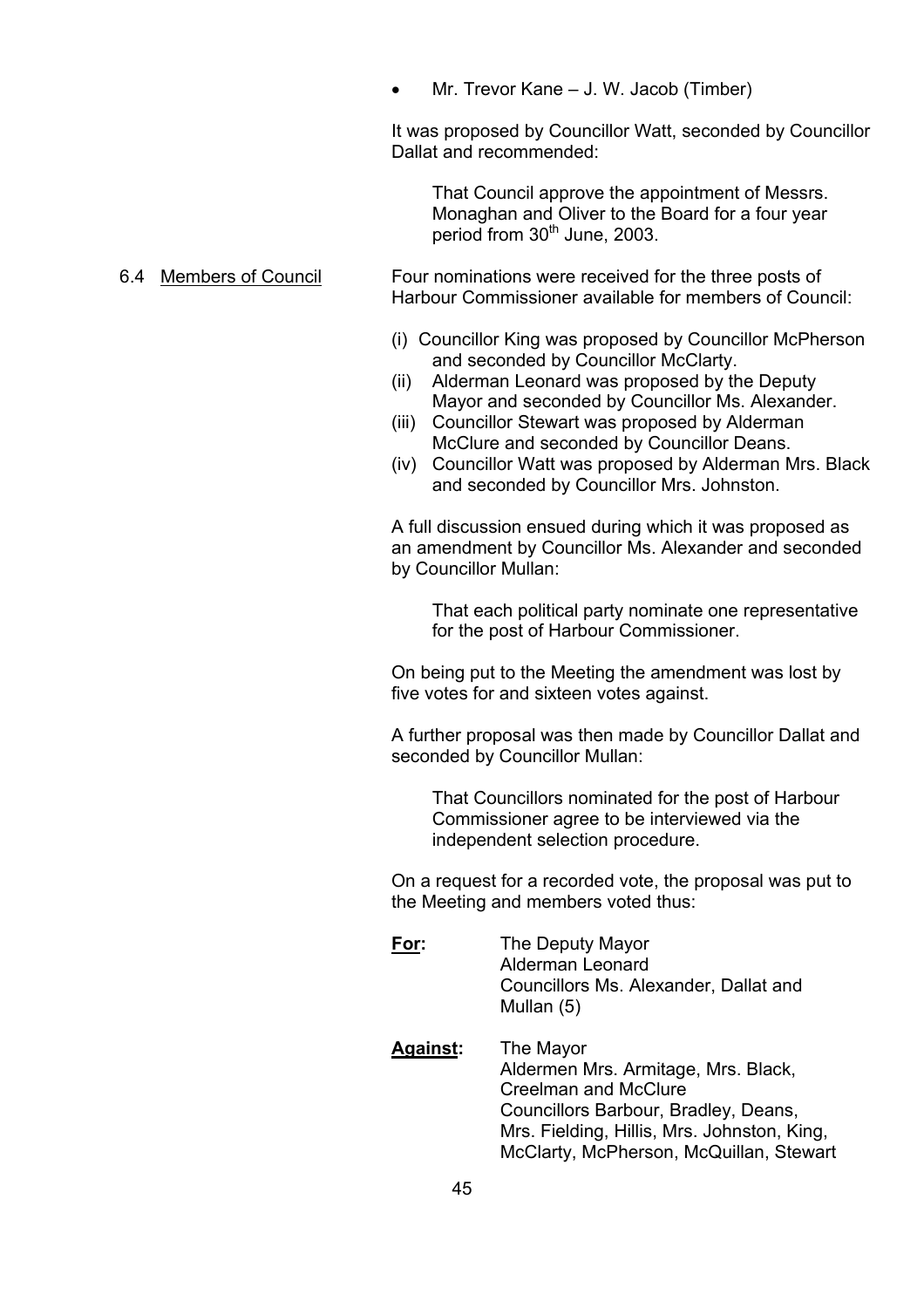- Mr. Trevor Kane – J. W. Jacob (Timber)

It was proposed by Councillor Watt, seconded by Councillor Dallat and recommended:

> That Council approve the appointment of Messrs. Monaghan and Oliver to the Board for a four year period from 30th June, 2003.

6.4 Members of Council

Four nominations were received for the three posts of Harbour Commissioner available for members of Council:

(i) Councillor King was proposed by Councillor McPherson and seconded by Councillor McClarty.
(ii) Alderman Leonard was proposed by the Deputy Mayor and seconded by Councillor Ms. Alexander.
(iii) Councillor Stewart was proposed by Alderman McClure and seconded by Councillor Deans.
(iv) Councillor Watt was proposed by Alderman Mrs. Black and seconded by Councillor Mrs. Johnston.

A full discussion ensued during which it was proposed as an amendment by Councillor Ms. Alexander and seconded by Councillor Mullan:

> That each political party nominate one representative for the post of Harbour Commissioner.

On being put to the Meeting the amendment was lost by five votes for and sixteen votes against.

A further proposal was then made by Councillor Dallat and seconded by Councillor Mullan:

> That Councillors nominated for the post of Harbour Commissioner agree to be interviewed via the independent selection procedure.

On a request for a recorded vote, the proposal was put to the Meeting and members voted thus:

**For:** The Deputy Mayor
Alderman Leonard
Councillors Ms. Alexander, Dallat and Mullan (5)

**Against:** The Mayor
Aldermen Mrs. Armitage, Mrs. Black, Creelman and McClure
Councillors Barbour, Bradley, Deans, Mrs. Fielding, Hillis, Mrs. Johnston, King, McClarty, McPherson, McQuillan, Stewart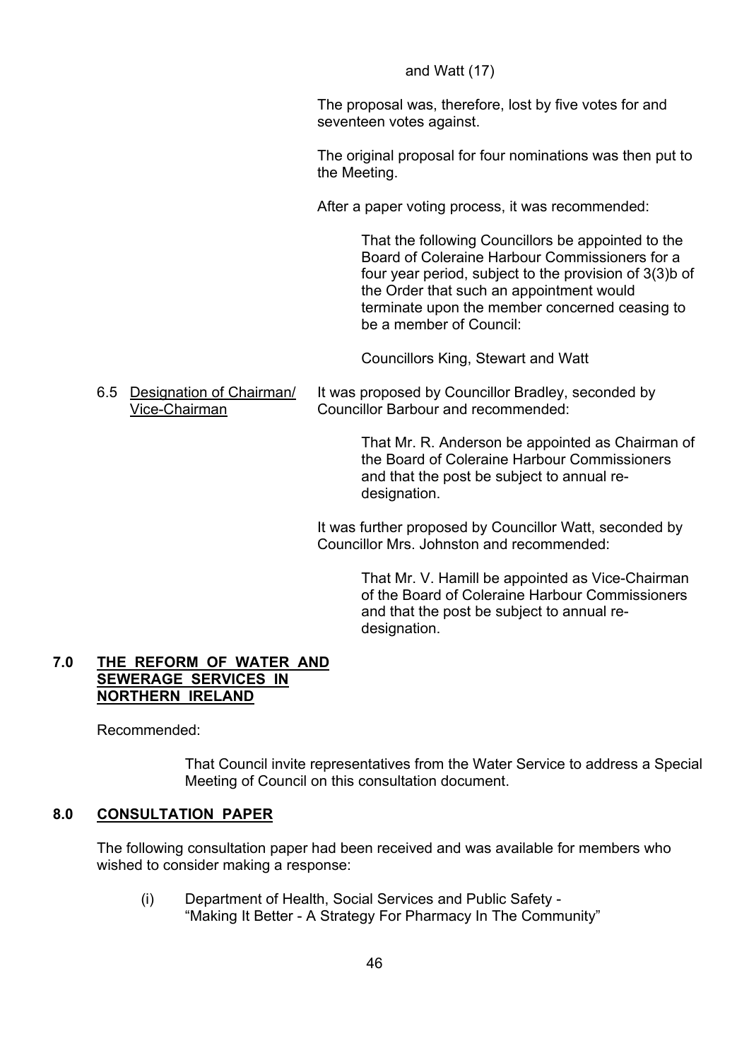and Watt (17)

The proposal was, therefore, lost by five votes for and seventeen votes against.

The original proposal for four nominations was then put to the Meeting.

After a paper voting process, it was recommended:

> That the following Councillors be appointed to the Board of Coleraine Harbour Commissioners for a four year period, subject to the provision of 3(3)b of the Order that such an appointment would terminate upon the member concerned ceasing to be a member of Council:
>
> Councillors King, Stewart and Watt

6.5 Designation of Chairman/ Vice-Chairman

It was proposed by Councillor Bradley, seconded by Councillor Barbour and recommended:

> That Mr. R. Anderson be appointed as Chairman of the Board of Coleraine Harbour Commissioners and that the post be subject to annual re-designation.

It was further proposed by Councillor Watt, seconded by Councillor Mrs. Johnston and recommended:

> That Mr. V. Hamill be appointed as Vice-Chairman of the Board of Coleraine Harbour Commissioners and that the post be subject to annual re-designation.

## 7.0 THE REFORM OF WATER AND SEWERAGE SERVICES IN NORTHERN IRELAND

Recommended:

> That Council invite representatives from the Water Service to address a Special Meeting of Council on this consultation document.

## 8.0 CONSULTATION PAPER

The following consultation paper had been received and was available for members who wished to consider making a response:

(i) Department of Health, Social Services and Public Safety - "Making It Better - A Strategy For Pharmacy In The Community"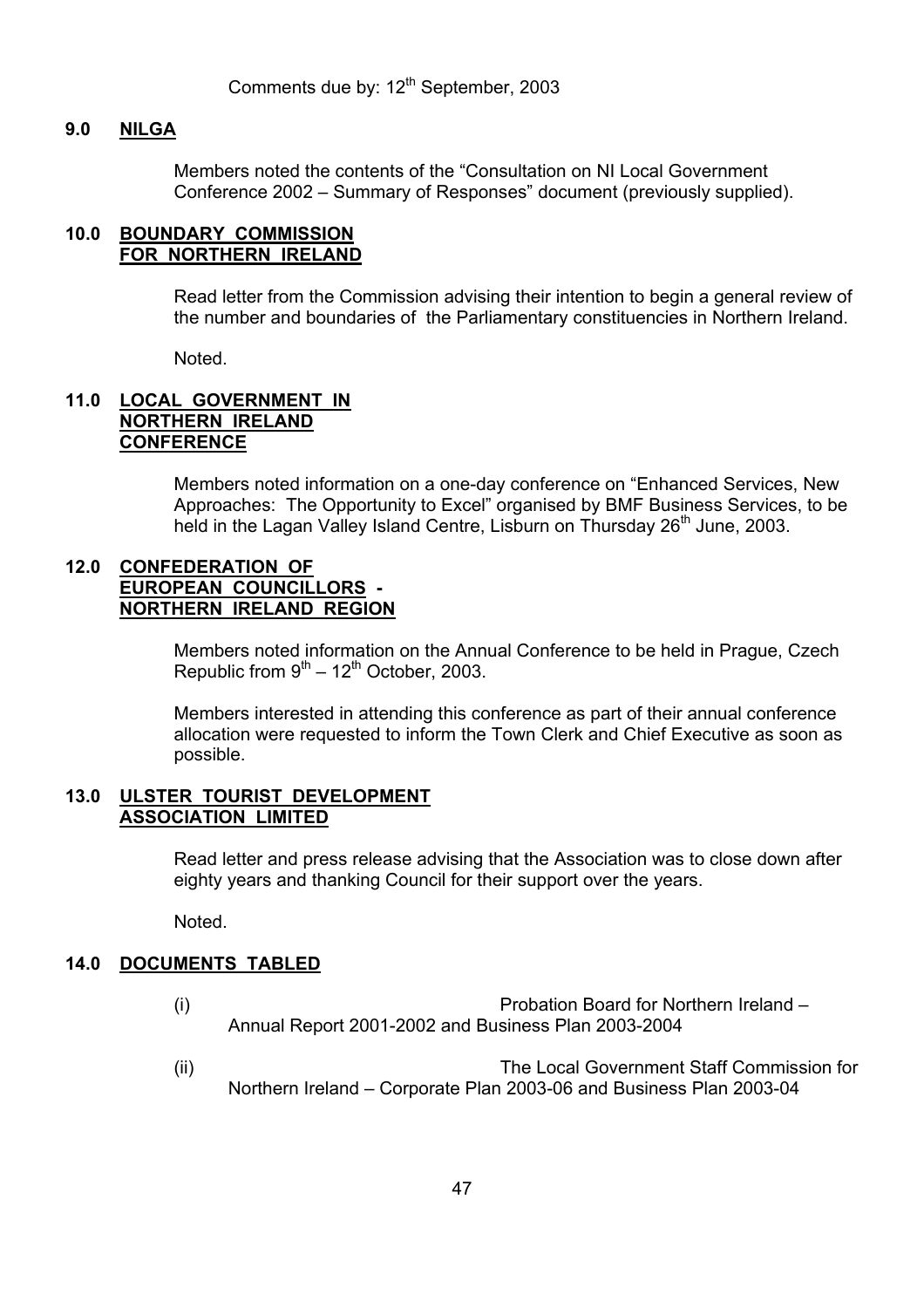Comments due by: 12th September, 2003

## 9.0 NILGA

Members noted the contents of the "Consultation on NI Local Government Conference 2002 – Summary of Responses" document (previously supplied).

## 10.0 BOUNDARY COMMISSION FOR NORTHERN IRELAND

Read letter from the Commission advising their intention to begin a general review of the number and boundaries of the Parliamentary constituencies in Northern Ireland.

Noted.

## 11.0 LOCAL GOVERNMENT IN NORTHERN IRELAND CONFERENCE

Members noted information on a one-day conference on "Enhanced Services, New Approaches: The Opportunity to Excel" organised by BMF Business Services, to be held in the Lagan Valley Island Centre, Lisburn on Thursday 26th June, 2003.

## 12.0 CONFEDERATION OF EUROPEAN COUNCILLORS - NORTHERN IRELAND REGION

Members noted information on the Annual Conference to be held in Prague, Czech Republic from 9th – 12th October, 2003.

Members interested in attending this conference as part of their annual conference allocation were requested to inform the Town Clerk and Chief Executive as soon as possible.

## 13.0 ULSTER TOURIST DEVELOPMENT ASSOCIATION LIMITED

Read letter and press release advising that the Association was to close down after eighty years and thanking Council for their support over the years.

Noted.

## 14.0 DOCUMENTS TABLED

(i) Probation Board for Northern Ireland – Annual Report 2001-2002 and Business Plan 2003-2004

(ii) The Local Government Staff Commission for Northern Ireland – Corporate Plan 2003-06 and Business Plan 2003-04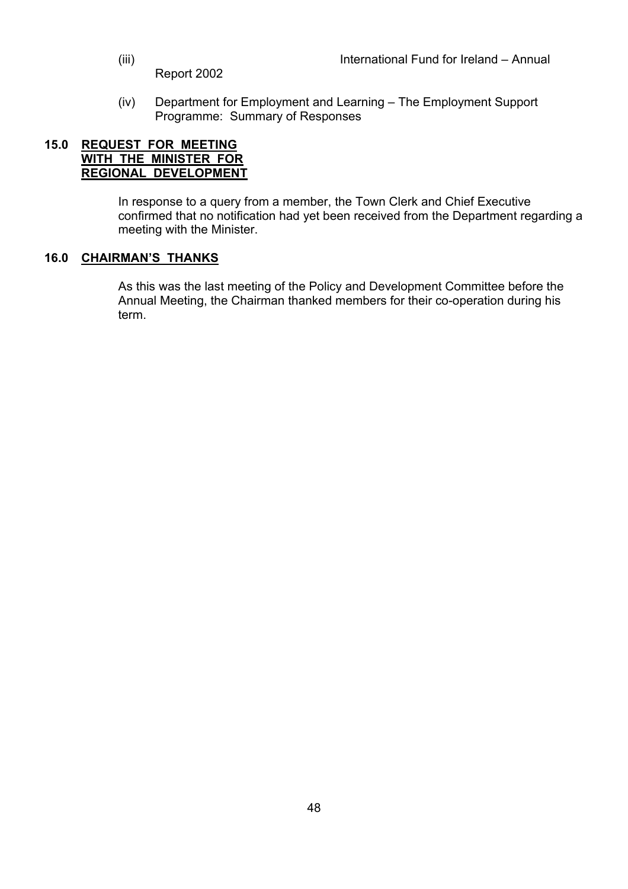(iii) International Fund for Ireland – Annual Report 2002

(iv) Department for Employment and Learning – The Employment Support Programme: Summary of Responses

## 15.0 REQUEST FOR MEETING WITH THE MINISTER FOR REGIONAL DEVELOPMENT

In response to a query from a member, the Town Clerk and Chief Executive confirmed that no notification had yet been received from the Department regarding a meeting with the Minister.

## 16.0 CHAIRMAN'S THANKS

As this was the last meeting of the Policy and Development Committee before the Annual Meeting, the Chairman thanked members for their co-operation during his term.